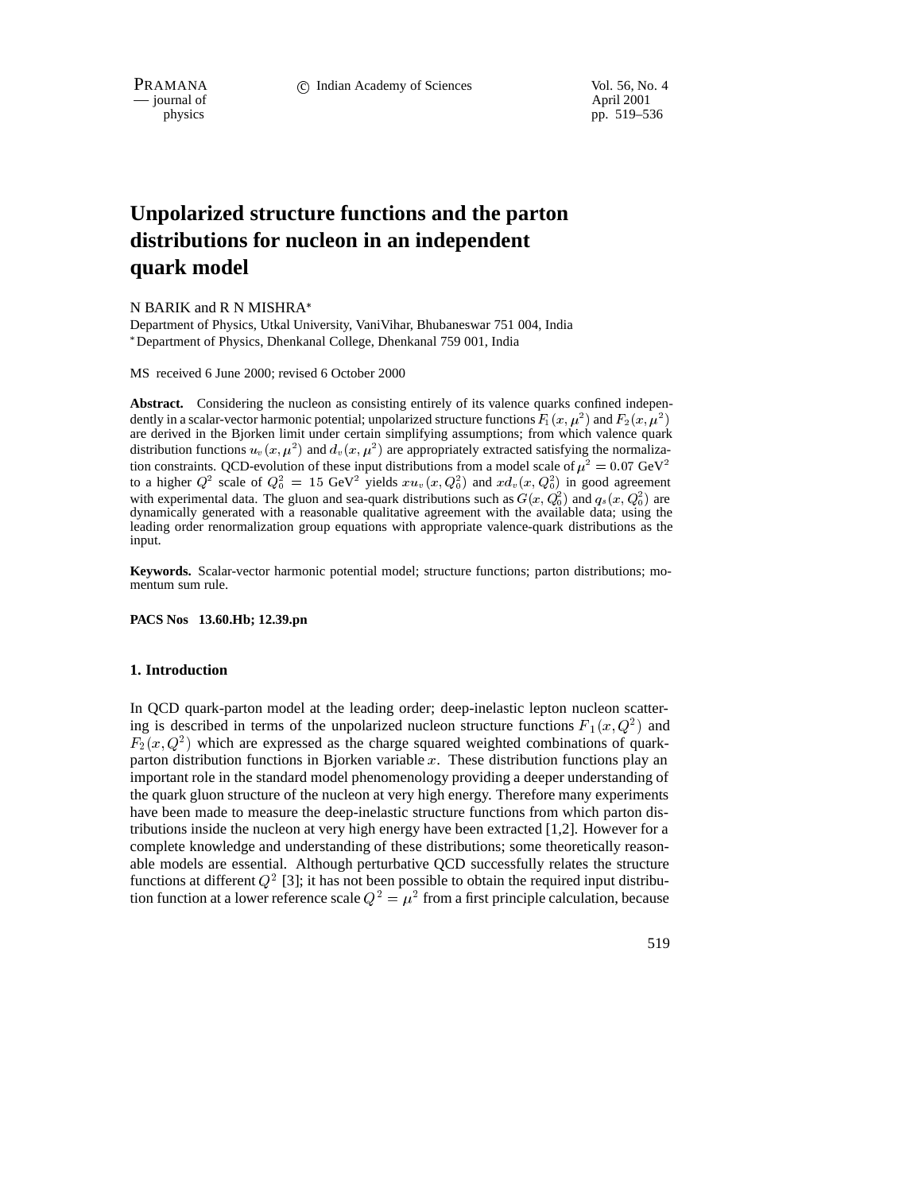# Unpolarized structure functions and the parton distributions for nucleon in an independent quark model

N BARIK and R N MISHRA*

Department of Physics, Utkal University, VaniVihar, Bhubaneswar 751 004, India

*Department of Physics, Dhenkanal College, Dhenkanal 759 001, India

MS received 6 June 2000; revised 6 October 2000

**Abstract.** Considering the nucleon as consisting entirely of its valence quarks confined independently in a scalar-vector harmonic potential; unpolarized structure functions $F_1(x, \mu^2)$ and $F_2(x, \mu^2)$ are derived in the Bjorken limit under certain simplifying assumptions; from which valence quark distribution functions $u_v(x, \mu^2)$ and $d_v(x, \mu^2)$ are appropriately extracted satisfying the normalization constraints. QCD-evolution of these input distributions from a model scale of $\mu^2 = 0.07$ GeV$^2$ to a higher $Q^2$ scale of $Q_0^2 = 15$ GeV$^2$ yields $xu_v(x, Q_0^2)$ and $xd_v(x, Q_0^2)$ in good agreement with experimental data. The gluon and sea-quark distributions such as $G(x, Q_0^2)$ and $q_s(x, Q_0^2)$ are dynamically generated with a reasonable qualitative agreement with the available data; using the leading order renormalization group equations with appropriate valence-quark distributions as the input.

**Keywords.** Scalar-vector harmonic potential model; structure functions; parton distributions; momentum sum rule.

**PACS Nos 13.60.Hb; 12.39.pn**

## 1. Introduction

In QCD quark-parton model at the leading order; deep-inelastic lepton nucleon scattering is described in terms of the unpolarized nucleon structure functions $F_1(x, Q^2)$ and $F_2(x, Q^2)$ which are expressed as the charge squared weighted combinations of quark-parton distribution functions in Bjorken variable $x$. These distribution functions play an important role in the standard model phenomenology providing a deeper understanding of the quark gluon structure of the nucleon at very high energy. Therefore many experiments have been made to measure the deep-inelastic structure functions from which parton distributions inside the nucleon at very high energy have been extracted [1,2]. However for a complete knowledge and understanding of these distributions; some theoretically reasonable models are essential. Although perturbative QCD successfully relates the structure functions at different $Q^2$ [3]; it has not been possible to obtain the required input distribution function at a lower reference scale $Q^2 = \mu^2$ from a first principle calculation, because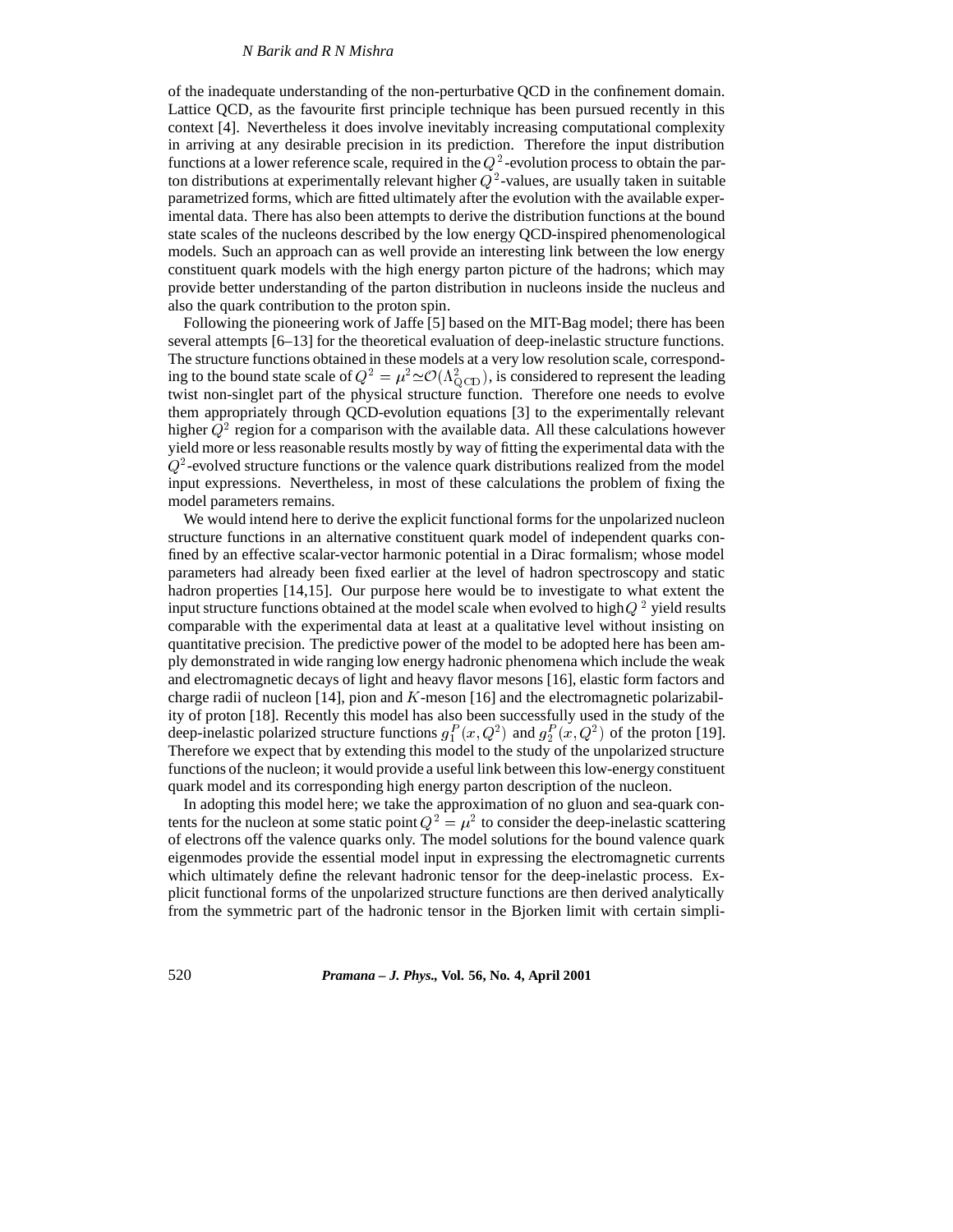of the inadequate understanding of the non-perturbative QCD in the confinement domain. Lattice QCD, as the favourite first principle technique has been pursued recently in this context [4]. Nevertheless it does involve inevitably increasing computational complexity in arriving at any desirable precision in its prediction. Therefore the input distribution functions at a lower reference scale, required in the $Q^2$-evolution process to obtain the parton distributions at experimentally relevant higher $Q^2$-values, are usually taken in suitable parametrized forms, which are fitted ultimately after the evolution with the available experimental data. There has also been attempts to derive the distribution functions at the bound state scales of the nucleons described by the low energy QCD-inspired phenomenological models. Such an approach can as well provide an interesting link between the low energy constituent quark models with the high energy parton picture of the hadrons; which may provide better understanding of the parton distribution in nucleons inside the nucleus and also the quark contribution to the proton spin.

Following the pioneering work of Jaffe [5] based on the MIT-Bag model; there has been several attempts [6–13] for the theoretical evaluation of deep-inelastic structure functions. The structure functions obtained in these models at a very low resolution scale, corresponding to the bound state scale of $Q^2 = \mu^2 \simeq \mathcal{O}(\Lambda^2_{\rm QCD})$, is considered to represent the leading twist non-singlet part of the physical structure function. Therefore one needs to evolve them appropriately through QCD-evolution equations [3] to the experimentally relevant higher $Q^2$ region for a comparison with the available data. All these calculations however yield more or less reasonable results mostly by way of fitting the experimental data with the $Q^2$-evolved structure functions or the valence quark distributions realized from the model input expressions. Nevertheless, in most of these calculations the problem of fixing the model parameters remains.

We would intend here to derive the explicit functional forms for the unpolarized nucleon structure functions in an alternative constituent quark model of independent quarks confined by an effective scalar-vector harmonic potential in a Dirac formalism; whose model parameters had already been fixed earlier at the level of hadron spectroscopy and static hadron properties [14,15]. Our purpose here would be to investigate to what extent the input structure functions obtained at the model scale when evolved to high $Q^2$ yield results comparable with the experimental data at least at a qualitative level without insisting on quantitative precision. The predictive power of the model to be adopted here has been amply demonstrated in wide ranging low energy hadronic phenomena which include the weak and electromagnetic decays of light and heavy flavor mesons [16], elastic form factors and charge radii of nucleon [14], pion and $K$-meson [16] and the electromagnetic polarizability of proton [18]. Recently this model has also been successfully used in the study of the deep-inelastic polarized structure functions $g_1^P(x, Q^2)$ and $g_2^P(x, Q^2)$ of the proton [19]. Therefore we expect that by extending this model to the study of the unpolarized structure functions of the nucleon; it would provide a useful link between this low-energy constituent quark model and its corresponding high energy parton description of the nucleon.

In adopting this model here; we take the approximation of no gluon and sea-quark contents for the nucleon at some static point $Q^2 = \mu^2$ to consider the deep-inelastic scattering of electrons off the valence quarks only. The model solutions for the bound valence quark eigenmodes provide the essential model input in expressing the electromagnetic currents which ultimately define the relevant hadronic tensor for the deep-inelastic process. Explicit functional forms of the unpolarized structure functions are then derived analytically from the symmetric part of the hadronic tensor in the Bjorken limit with certain simpli-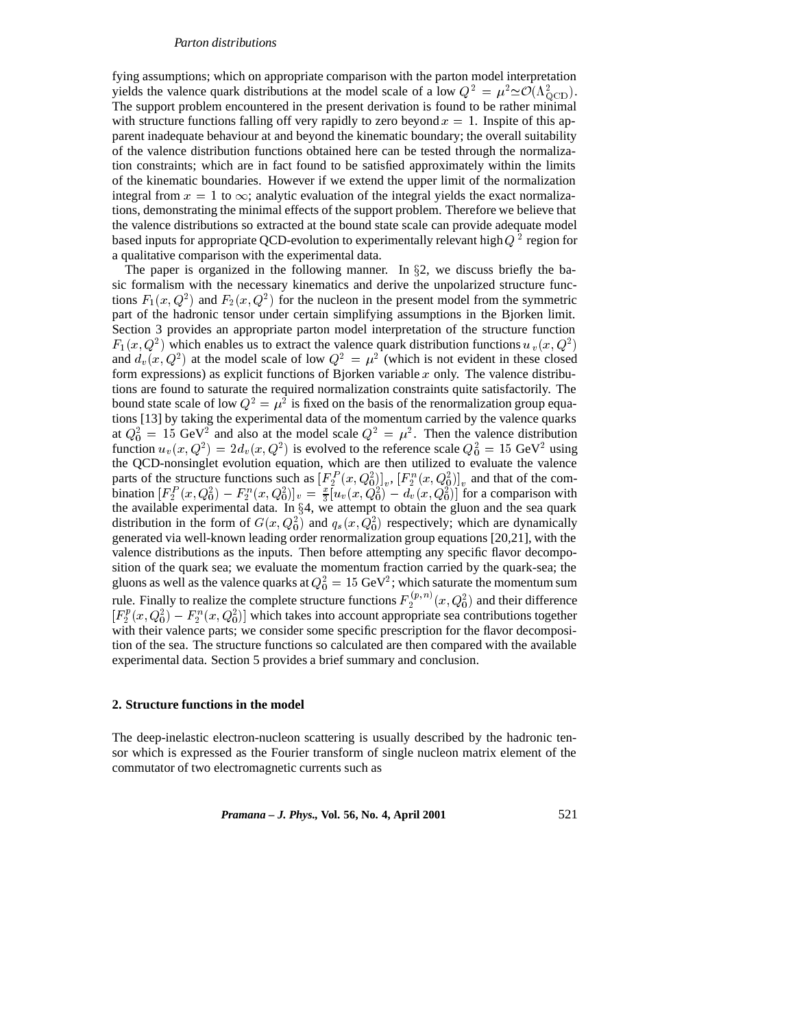fying assumptions; which on appropriate comparison with the parton model interpretation yields the valence quark distributions at the model scale of a low $Q^2 = \mu^2 \simeq \mathcal{O}(\Lambda^2_{\rm QCD})$. The support problem encountered in the present derivation is found to be rather minimal with structure functions falling off very rapidly to zero beyond $x = 1$. Inspite of this apparent inadequate behaviour at and beyond the kinematic boundary; the overall suitability of the valence distribution functions obtained here can be tested through the normalization constraints; which are in fact found to be satisfied approximately within the limits of the kinematic boundaries. However if we extend the upper limit of the normalization integral from $x = 1$ to $\infty$; analytic evaluation of the integral yields the exact normalizations, demonstrating the minimal effects of the support problem. Therefore we believe that the valence distributions so extracted at the bound state scale can provide adequate model based inputs for appropriate QCD-evolution to experimentally relevant high $Q^2$ region for a qualitative comparison with the experimental data.

The paper is organized in the following manner. In §2, we discuss briefly the basic formalism with the necessary kinematics and derive the unpolarized structure functions $F_1(x, Q^2)$ and $F_2(x, Q^2)$ for the nucleon in the present model from the symmetric part of the hadronic tensor under certain simplifying assumptions in the Bjorken limit. Section 3 provides an appropriate parton model interpretation of the structure function $F_1(x, Q^2)$ which enables us to extract the valence quark distribution functions $u_v(x, Q^2)$ and $d_v(x, Q^2)$ at the model scale of low $Q^2 = \mu^2$ (which is not evident in these closed form expressions) as explicit functions of Bjorken variable $x$ only. The valence distributions are found to saturate the required normalization constraints quite satisfactorily. The bound state scale of low $Q^2 = \mu^2$ is fixed on the basis of the renormalization group equations [13] by taking the experimental data of the momentum carried by the valence quarks at $Q_0^2 = 15$ GeV$^2$ and also at the model scale $Q^2 = \mu^2$. Then the valence distribution function $u_v(x, Q^2) = 2d_v(x, Q^2)$ is evolved to the reference scale $Q_0^2 = 15$ GeV$^2$ using the QCD-nonsinglet evolution equation, which are then utilized to evaluate the valence parts of the structure functions such as $[F_2^P(x, Q_0^2)]_v$, $[F_2^n(x, Q_0^2)]_v$ and that of the combination $[F_2^P(x, Q_0^2) - F_2^n(x, Q_0^2)]_v = \frac{x}{3}[u_v(x, Q_0^2) - d_v(x, Q_0^2)]$ for a comparison with the available experimental data. In §4, we attempt to obtain the gluon and the sea quark distribution in the form of $G(x, Q_0^2)$ and $q_s(x, Q_0^2)$ respectively; which are dynamically generated via well-known leading order renormalization group equations [20,21], with the valence distributions as the inputs. Then before attempting any specific flavor decomposition of the quark sea; we evaluate the momentum fraction carried by the quark-sea; the gluons as well as the valence quarks at $Q_0^2 = 15$ GeV$^2$; which saturate the momentum sum rule. Finally to realize the complete structure functions $F_2^{(p,n)}(x, Q_0^2)$ and their difference $[F_2^p(x, Q_0^2) - F_2^n(x, Q_0^2)]$ which takes into account appropriate sea contributions together with their valence parts; we consider some specific prescription for the flavor decomposition of the sea. The structure functions so calculated are then compared with the available experimental data. Section 5 provides a brief summary and conclusion.

## 2. Structure functions in the model

The deep-inelastic electron-nucleon scattering is usually described by the hadronic tensor which is expressed as the Fourier transform of single nucleon matrix element of the commutator of two electromagnetic currents such as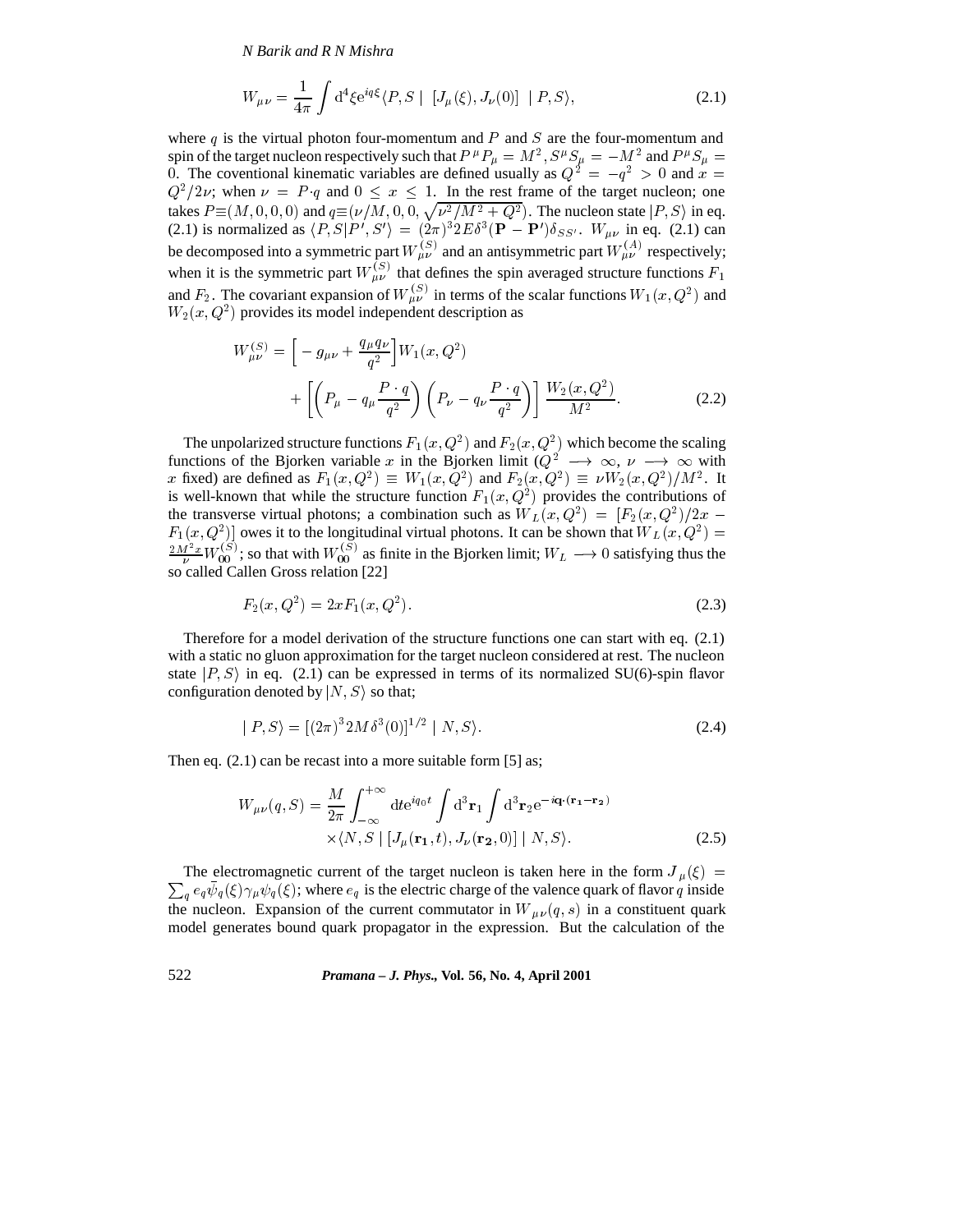$$W_{\mu\nu} = \frac{1}{4\pi}\int \mathrm{d}^4\xi \mathrm{e}^{iq\xi}\langle P, S \mid \; [J_\mu(\xi), J_\nu(0)] \; \mid P, S\rangle, \tag{2.1}$$

where $q$ is the virtual photon four-momentum and $P$ and $S$ are the four-momentum and spin of the target nucleon respectively such that $P^\mu P_\mu = M^2, S^\mu S_\mu = -M^2$ and $P^\mu S_\mu = 0$. The coventional kinematic variables are defined usually as $Q^2 = -q^2 > 0$ and $x = Q^2/2\nu$; when $\nu = P\cdot q$ and $0 \leq x \leq 1$. In the rest frame of the target nucleon; one takes $P \equiv (M, 0, 0, 0)$ and $q \equiv (\nu/M, 0, 0, \sqrt{\nu^2/M^2 + Q^2})$. The nucleon state $|P, S\rangle$ in eq. (2.1) is normalized as $\langle P, S|P', S'\rangle = (2\pi)^3 2E\delta^3(\mathbf{P} - \mathbf{P'})\delta_{SS'}$. $W_{\mu\nu}$ in eq. (2.1) can be decomposed into a symmetric part $W^{(S)}_{\mu\nu}$ and an antisymmetric part $W^{(A)}_{\mu\nu}$ respectively; when it is the symmetric part $W^{(S)}_{\mu\nu}$ that defines the spin averaged structure functions $F_1$ and $F_2$. The covariant expansion of $W^{(S)}_{\mu\nu}$ in terms of the scalar functions $W_1(x, Q^2)$ and $W_2(x, Q^2)$ provides its model independent description as

$$\begin{aligned} W^{(S)}_{\mu\nu} = &\Big[-g_{\mu\nu} + \frac{q_\mu q_\nu}{q^2}\Big]W_1(x, Q^2) \\ &+ \left[\left(P_\mu - q_\mu\frac{P\cdot q}{q^2}\right)\left(P_\nu - q_\nu\frac{P\cdot q}{q^2}\right)\right]\frac{W_2(x, Q^2)}{M^2}. \end{aligned} \tag{2.2}$$

The unpolarized structure functions $F_1(x, Q^2)$ and $F_2(x, Q^2)$ which become the scaling functions of the Bjorken variable $x$ in the Bjorken limit ($Q^2 \longrightarrow \infty$, $\nu \longrightarrow \infty$ with $x$ fixed) are defined as $F_1(x, Q^2) \equiv W_1(x, Q^2)$ and $F_2(x, Q^2) \equiv \nu W_2(x, Q^2)/M^2$. It is well-known that while the structure function $F_1(x, Q^2)$ provides the contributions of the transverse virtual photons; a combination such as $W_L(x, Q^2) = [F_2(x, Q^2)/2x - F_1(x, Q^2)]$ owes it to the longitudinal virtual photons. It can be shown that $W_L(x, Q^2) = \frac{2M^2x}{\nu}W^{(S)}_{00}$; so that with $W^{(S)}_{00}$ as finite in the Bjorken limit; $W_L \longrightarrow 0$ satisfying thus the so called Callen Gross relation [22]

$$F_2(x, Q^2) = 2xF_1(x, Q^2). \tag{2.3}$$

Therefore for a model derivation of the structure functions one can start with eq. (2.1) with a static no gluon approximation for the target nucleon considered at rest. The nucleon state $|P, S\rangle$ in eq. (2.1) can be expressed in terms of its normalized SU(6)-spin flavor configuration denoted by $|N, S\rangle$ so that;

$$\mid P, S\rangle = [(2\pi)^3 2M\delta^3(0)]^{1/2} \mid N, S\rangle. \tag{2.4}$$

Then eq. (2.1) can be recast into a more suitable form [5] as;

$$\begin{aligned} W_{\mu\nu}(q, S) = &\frac{M}{2\pi}\int_{-\infty}^{+\infty}\mathrm{d}t\mathrm{e}^{iq_0 t}\int \mathrm{d}^3\mathbf{r}_1\int \mathrm{d}^3\mathbf{r}_2 \mathrm{e}^{-i\mathbf{q}\cdot(\mathbf{r_1} - \mathbf{r_2})} \\ &\times\langle N, S \mid [J_\mu(\mathbf{r_1}, t), J_\nu(\mathbf{r_2}, 0)] \mid N, S\rangle. \end{aligned} \tag{2.5}$$

The electromagnetic current of the target nucleon is taken here in the form $J_\mu(\xi) = \sum_q e_q\bar{\psi}_q(\xi)\gamma_\mu\psi_q(\xi)$; where $e_q$ is the electric charge of the valence quark of flavor $q$ inside the nucleon. Expansion of the current commutator in $W_{\mu\nu}(q, s)$ in a constituent quark model generates bound quark propagator in the expression. But the calculation of the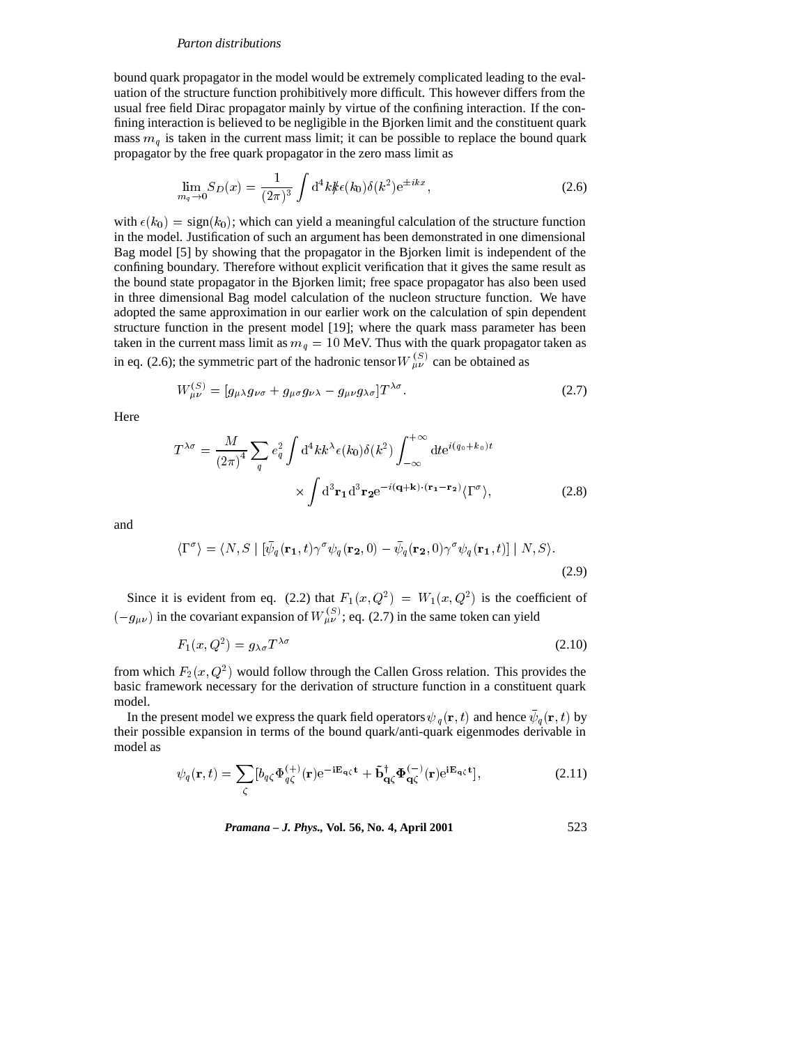bound quark propagator in the model would be extremely complicated leading to the evaluation of the structure function prohibitively more difficult. This however differs from the usual free field Dirac propagator mainly by virtue of the confining interaction. If the confining interaction is believed to be negligible in the Bjorken limit and the constituent quark mass $m_q$ is taken in the current mass limit; it can be possible to replace the bound quark propagator by the free quark propagator in the zero mass limit as

$$\lim_{m_q \to 0} S_D(x) = \frac{1}{(2\pi)^3} \int \mathrm{d}^4 k \not{k} \epsilon(k_0) \delta(k^2) \mathrm{e}^{\pm ikx}, \tag{2.6}$$

with $\epsilon(k_0) = \mathrm{sign}(k_0)$; which can yield a meaningful calculation of the structure function in the model. Justification of such an argument has been demonstrated in one dimensional Bag model [5] by showing that the propagator in the Bjorken limit is independent of the confining boundary. Therefore without explicit verification that it gives the same result as the bound state propagator in the Bjorken limit; free space propagator has also been used in three dimensional Bag model calculation of the nucleon structure function. We have adopted the same approximation in our earlier work on the calculation of spin dependent structure function in the present model [19]; where the quark mass parameter has been taken in the current mass limit as $m_q = 10$ MeV. Thus with the quark propagator taken as in eq. (2.6); the symmetric part of the hadronic tensor $W_{\mu\nu}^{(S)}$ can be obtained as

$$W_{\mu\nu}^{(S)} = [g_{\mu\lambda} g_{\nu\sigma} + g_{\mu\sigma} g_{\nu\lambda} - g_{\mu\nu} g_{\lambda\sigma}] T^{\lambda\sigma}. \tag{2.7}$$

Here

$$T^{\lambda\sigma} = \frac{M}{(2\pi)^4} \sum_q e_q^2 \int \mathrm{d}^4 k k^\lambda \epsilon(k_0) \delta(k^2) \int_{-\infty}^{+\infty} \mathrm{d}t \mathrm{e}^{i(q_0 + k_0)t} \times \int \mathrm{d}^3 \mathbf{r_1} \mathrm{d}^3 \mathbf{r_2} \mathrm{e}^{-i(\mathbf{q}+\mathbf{k})\cdot(\mathbf{r_1}-\mathbf{r_2})} \langle \Gamma^\sigma \rangle, \tag{2.8}$$

and

$$\langle \Gamma^\sigma \rangle = \langle N, S \mid [\bar{\psi}_q(\mathbf{r_1}, t) \gamma^\sigma \psi_q(\mathbf{r_2}, 0) - \bar{\psi}_q(\mathbf{r_2}, 0) \gamma^\sigma \psi_q(\mathbf{r_1}, t)] \mid N, S \rangle. \tag{2.9}$$

Since it is evident from eq. (2.2) that $F_1(x, Q^2) = W_1(x, Q^2)$ is the coefficient of $(-g_{\mu\nu})$ in the covariant expansion of $W_{\mu\nu}^{(S)}$; eq. (2.7) in the same token can yield

$$F_1(x, Q^2) = g_{\lambda\sigma} T^{\lambda\sigma} \tag{2.10}$$

from which $F_2(x, Q^2)$ would follow through the Callen Gross relation. This provides the basic framework necessary for the derivation of structure function in a constituent quark model.

In the present model we express the quark field operators $\psi_q(\mathbf{r}, t)$ and hence $\bar{\psi}_q(\mathbf{r}, t)$ by their possible expansion in terms of the bound quark/anti-quark eigenmodes derivable in model as

$$\psi_q(\mathbf{r}, t) = \sum_\zeta [b_{q\zeta} \Phi_{q\zeta}^{(+)}(\mathbf{r}) \mathrm{e}^{-\mathbf{i} \mathbf{E}_{\mathbf{q}\zeta} \mathbf{t}} + \tilde{\mathbf{b}}_{\mathbf{q}\zeta}^\dagger \mathbf{\Phi}_{\mathbf{q}\zeta}^{(-)}(\mathbf{r}) \mathrm{e}^{\mathbf{i} \mathbf{E}_{\mathbf{q}\zeta} \mathbf{t}}], \tag{2.11}$$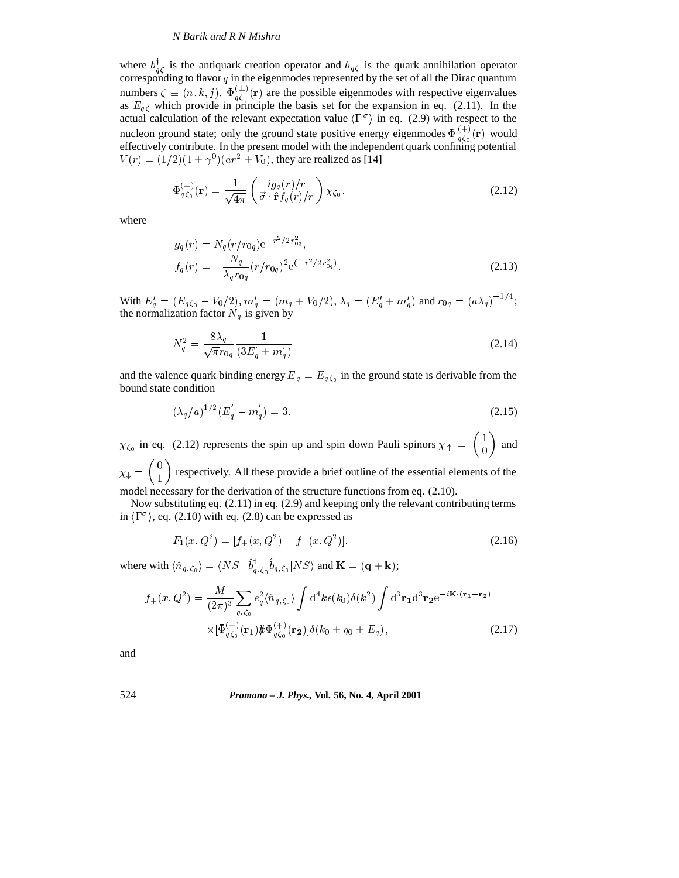where $\bar{b}^{\dagger}_{q\zeta}$ is the antiquark creation operator and $b_{q\zeta}$ is the quark annihilation operator corresponding to flavor $q$ in the eigenmodes represented by the set of all the Dirac quantum numbers $\zeta \equiv (n, k, j)$. $\Phi^{(\pm)}_{q\zeta}(\mathbf{r})$ are the possible eigenmodes with respective eigenvalues as $E_{q\zeta}$ which provide in principle the basis set for the expansion in eq. (2.11). In the actual calculation of the relevant expectation value $\langle \Gamma^{\sigma} \rangle$ in eq. (2.9) with respect to the nucleon ground state; only the ground state positive energy eigenmodes $\Phi^{(+)}_{q\zeta_0}(\mathbf{r})$ would effectively contribute. In the present model with the independent quark confining potential $V(r) = (1/2)(1+\gamma^0)(ar^2 + V_0)$, they are realized as [14]

$$\Phi^{(+)}_{q\zeta_0}(\mathbf{r}) = \frac{1}{\sqrt{4\pi}} \begin{pmatrix} ig_q(r)/r \\ \vec{\sigma}\cdot\hat{\mathbf{r}} f_q(r)/r \end{pmatrix} \chi_{\zeta_0}, \tag{2.12}$$

where

$$\begin{aligned} g_q(r) &= N_q (r/r_{0q}) \mathrm{e}^{-r^2/2r_{0q}^2}, \\ f_q(r) &= -\frac{N_q}{\lambda_q r_{0q}} (r/r_{0q})^2 \mathrm{e}^{(-r^2/2r_{0q}^2)}. \end{aligned} \tag{2.13}$$

With $E'_q = (E_{q\zeta_0} - V_0/2)$, $m'_q = (m_q + V_0/2)$, $\lambda_q = (E'_q + m'_q)$ and $r_{0q} = (a\lambda_q)^{-1/4}$; the normalization factor $N_q$ is given by

$$N_q^2 = \frac{8\lambda_q}{\sqrt{\pi} r_{0q}} \frac{1}{(3E'_q + m'_q)} \tag{2.14}$$

and the valence quark binding energy $E_q = E_{q\zeta_0}$ in the ground state is derivable from the bound state condition

$$(\lambda_q/a)^{1/2}(E'_q - m'_q) = 3. \tag{2.15}$$

$\chi_{\zeta_0}$ in eq. (2.12) represents the spin up and spin down Pauli spinors $\chi_\uparrow = \begin{pmatrix} 1 \\ 0 \end{pmatrix}$ and $\chi_\downarrow = \begin{pmatrix} 0 \\ 1 \end{pmatrix}$ respectively. All these provide a brief outline of the essential elements of the model necessary for the derivation of the structure functions from eq. (2.10).

Now substituting eq. (2.11) in eq. (2.9) and keeping only the relevant contributing terms in $\langle \Gamma^{\sigma} \rangle$, eq. (2.10) with eq. (2.8) can be expressed as

$$F_1(x, Q^2) = [f_+(x, Q^2) - f_-(x, Q^2)], \tag{2.16}$$

where with $\langle \hat{n}_{q,\zeta_0} \rangle = \langle NS \mid \hat{b}^{\dagger}_{q,\zeta_0} \hat{b}_{q,\zeta_0} | NS \rangle$ and $\mathbf{K} = (\mathbf{q} + \mathbf{k})$;

$$\begin{aligned} f_+(x, Q^2) = \frac{M}{(2\pi)^3} \sum_{q,\zeta_0} e_q^2 \langle \hat{n}_{q,\zeta_0} \rangle \int \mathrm{d}^4 k\, \epsilon(k_0) \delta(k^2) \int \mathrm{d}^3\mathbf{r_1} \mathrm{d}^3\mathbf{r_2} \mathrm{e}^{-i\mathbf{K}\cdot(\mathbf{r_1}-\mathbf{r_2})} \\ \times [\bar{\Phi}^{(+)}_{q\zeta_0}(\mathbf{r_1}) \not{k} \Phi^{(+)}_{q\zeta_0}(\mathbf{r_2})] \delta(k_0 + q_0 + E_q), \end{aligned} \tag{2.17}$$

and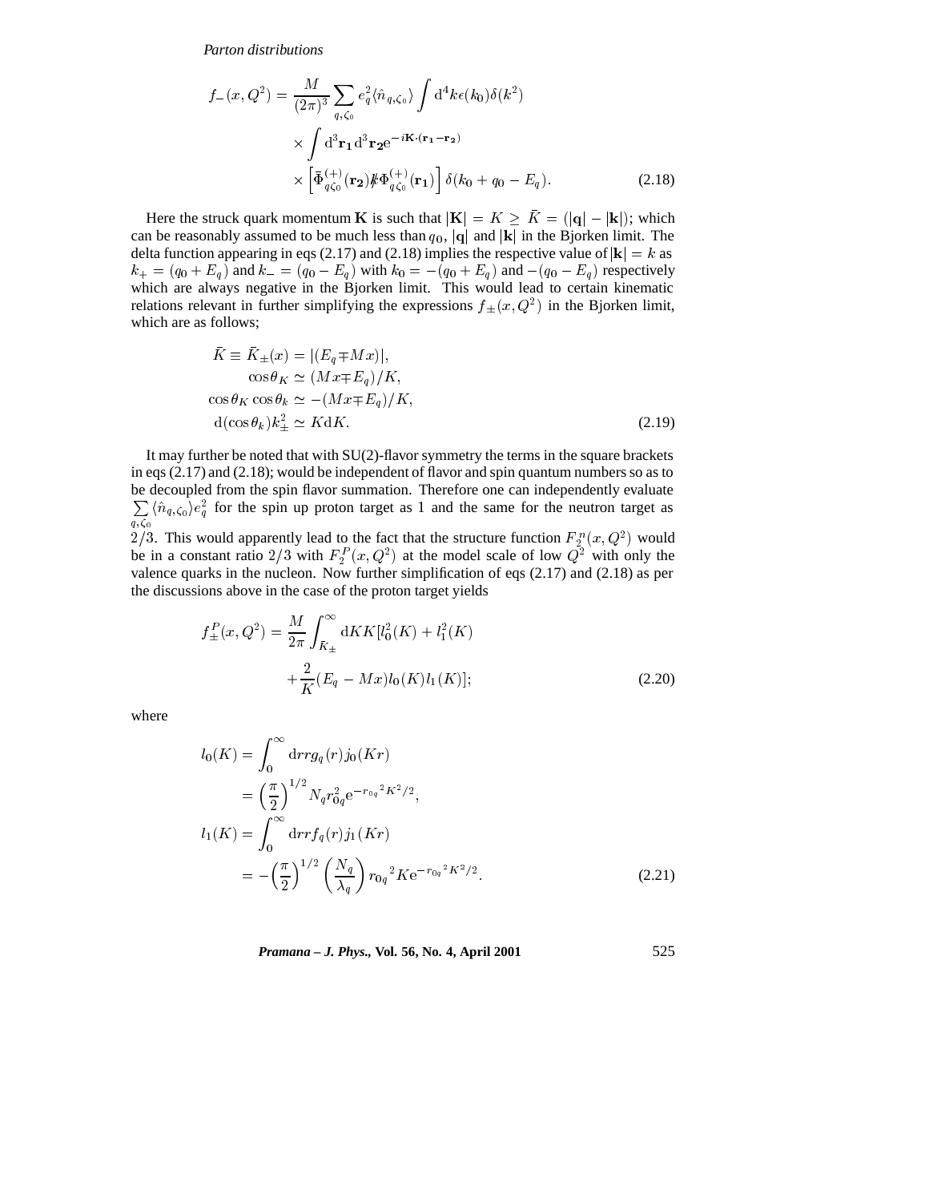$$
\begin{aligned}
f_-(x,Q^2) = {} & \frac{M}{(2\pi)^3}\sum_{q,\zeta_0} e_q^2 \langle \hat{n}_{q,\zeta_0}\rangle \int \mathrm{d}^4k\,\epsilon(k_0)\delta(k^2) \\
& \times \int \mathrm{d}^3\mathbf{r_1}\,\mathrm{d}^3\mathbf{r_2}\,\mathrm{e}^{-i\mathbf{K}\cdot(\mathbf{r_1}-\mathbf{r_2})} \\
& \times \left[\bar{\Phi}^{(+)}_{q\zeta_0}(\mathbf{r_2})\not{k}\Phi^{(+)}_{q\zeta_0}(\mathbf{r_1})\right]\delta(k_0+q_0-E_q). \qquad (2.18)
\end{aligned}
$$

Here the struck quark momentum $\mathbf{K}$ is such that $|\mathbf{K}| = K \geq \bar{K} = (|\mathbf{q}| - |\mathbf{k}|)$; which can be reasonably assumed to be much less than $q_0$, $|\mathbf{q}|$ and $|\mathbf{k}|$ in the Bjorken limit. The delta function appearing in eqs (2.17) and (2.18) implies the respective value of $|\mathbf{k}| = k$ as $k_+ = (q_0 + E_q)$ and $k_- = (q_0 - E_q)$ with $k_0 = -(q_0 + E_q)$ and $-(q_0 - E_q)$ respectively which are always negative in the Bjorken limit. This would lead to certain kinematic relations relevant in further simplifying the expressions $f_\pm(x, Q^2)$ in the Bjorken limit, which are as follows;

$$
\begin{aligned}
\bar{K} \equiv \bar{K}_\pm(x) &= |(E_q \mp Mx)|, \\
\cos\theta_K &\simeq (Mx \mp E_q)/K, \\
\cos\theta_K \cos\theta_k &\simeq -(Mx \mp E_q)/K, \\
\mathrm{d}(\cos\theta_k)k_\pm^2 &\simeq K\mathrm{d}K. \qquad (2.19)
\end{aligned}
$$

It may further be noted that with SU(2)-flavor symmetry the terms in the square brackets in eqs (2.17) and (2.18); would be independent of flavor and spin quantum numbers so as to be decoupled from the spin flavor summation. Therefore one can independently evaluate $\sum_{q,\zeta_0}\langle \hat{n}_{q,\zeta_0}\rangle e_q^2$ for the spin up proton target as 1 and the same for the neutron target as $2/3$. This would apparently lead to the fact that the structure function $F_2^n(x, Q^2)$ would be in a constant ratio $2/3$ with $F_2^P(x, Q^2)$ at the model scale of low $Q^2$ with only the valence quarks in the nucleon. Now further simplification of eqs (2.17) and (2.18) as per the discussions above in the case of the proton target yields

$$
\begin{aligned}
f_\pm^P(x,Q^2) = \frac{M}{2\pi}\int_{\bar{K}_\pm}^{\infty} \mathrm{d}KK[l_0^2(K) + l_1^2(K) \\
+ \frac{2}{K}(E_q - Mx)l_0(K)l_1(K)]; \qquad (2.20)
\end{aligned}
$$

where

$$
\begin{aligned}
l_0(K) &= \int_0^\infty \mathrm{d}r r g_q(r) j_0(Kr) \\
&= \left(\frac{\pi}{2}\right)^{1/2} N_q r_{0q}^2 \mathrm{e}^{-r_{0q}{}^2K^2/2}, \\
l_1(K) &= \int_0^\infty \mathrm{d}r r f_q(r) j_1(Kr) \\
&= -\left(\frac{\pi}{2}\right)^{1/2}\left(\frac{N_q}{\lambda_q}\right) r_{0q}{}^2 K \mathrm{e}^{-r_{0q}{}^2K^2/2}. \qquad (2.21)
\end{aligned}
$$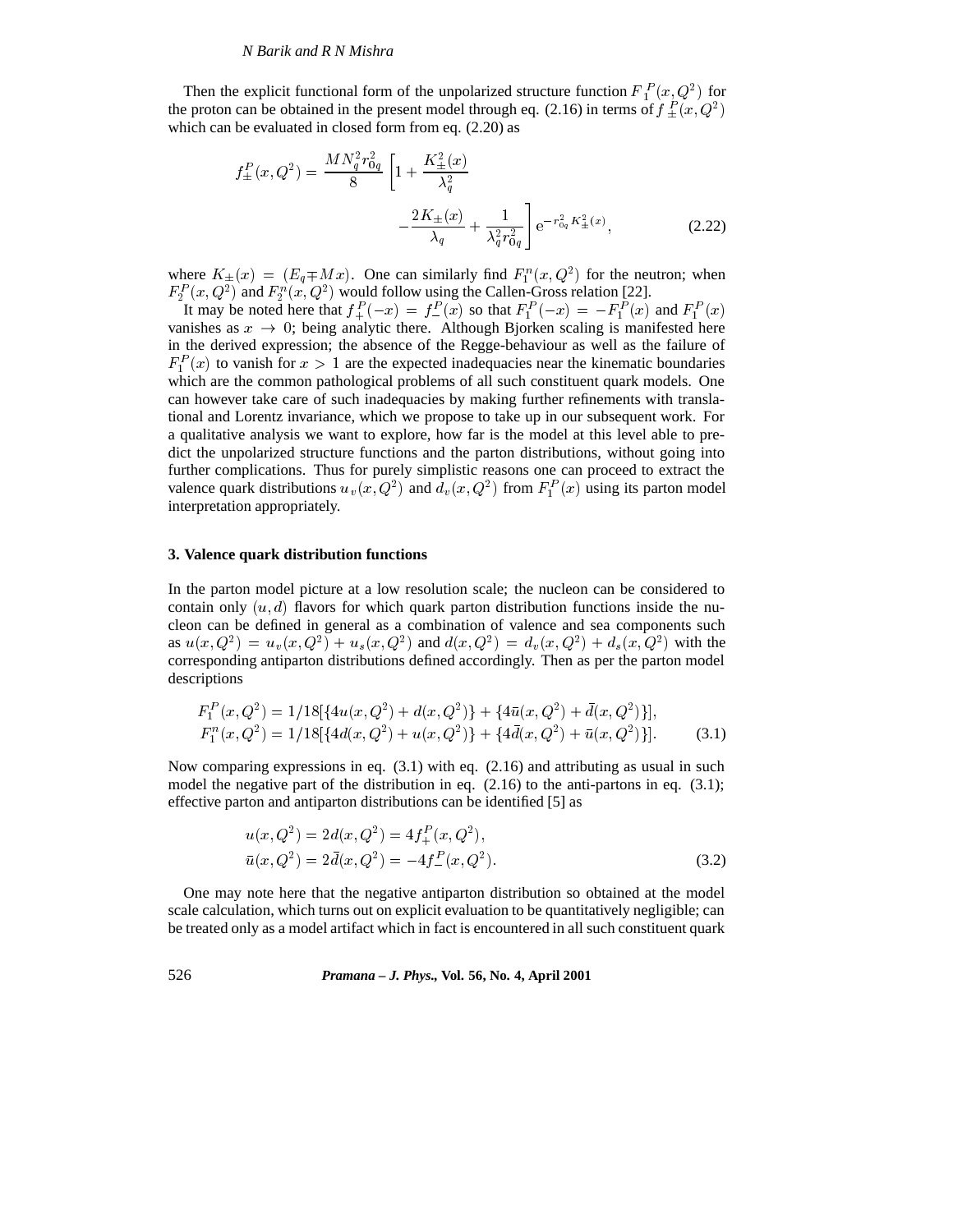Then the explicit functional form of the unpolarized structure function $F_1^P(x, Q^2)$ for the proton can be obtained in the present model through eq. (2.16) in terms of $f_\pm^P(x, Q^2)$ which can be evaluated in closed form from eq. (2.20) as

$$f_\pm^P(x, Q^2) = \frac{MN_q^2 r_{0q}^2}{8}\left[1 + \frac{K_\pm^2(x)}{\lambda_q^2} - \frac{2K_\pm(x)}{\lambda_q} + \frac{1}{\lambda_q^2 r_{0q}^2}\right] e^{-r_{0q}^2 K_\pm^2(x)}, \tag{2.22}$$

where $K_\pm(x) = (E_q \mp Mx)$. One can similarly find $F_1^n(x, Q^2)$ for the neutron; when $F_2^P(x, Q^2)$ and $F_2^n(x, Q^2)$ would follow using the Callen-Gross relation [22].

It may be noted here that $f_+^P(-x) = f_-^P(x)$ so that $F_1^P(-x) = -F_1^P(x)$ and $F_1^P(x)$ vanishes as $x \to 0$; being analytic there. Although Bjorken scaling is manifested here in the derived expression; the absence of the Regge-behaviour as well as the failure of $F_1^P(x)$ to vanish for $x > 1$ are the expected inadequacies near the kinematic boundaries which are the common pathological problems of all such constituent quark models. One can however take care of such inadequacies by making further refinements with translational and Lorentz invariance, which we propose to take up in our subsequent work. For a qualitative analysis we want to explore, how far is the model at this level able to predict the unpolarized structure functions and the parton distributions, without going into further complications. Thus for purely simplistic reasons one can proceed to extract the valence quark distributions $u_v(x, Q^2)$ and $d_v(x, Q^2)$ from $F_1^P(x)$ using its parton model interpretation appropriately.

## 3. Valence quark distribution functions

In the parton model picture at a low resolution scale; the nucleon can be considered to contain only $(u, d)$ flavors for which quark parton distribution functions inside the nucleon can be defined in general as a combination of valence and sea components such as $u(x, Q^2) = u_v(x, Q^2) + u_s(x, Q^2)$ and $d(x, Q^2) = d_v(x, Q^2) + d_s(x, Q^2)$ with the corresponding antiparton distributions defined accordingly. Then as per the parton model descriptions

$$\begin{aligned} F_1^P(x, Q^2) &= 1/18[\{4u(x, Q^2) + d(x, Q^2)\} + \{4\bar{u}(x, Q^2) + \bar{d}(x, Q^2)\}], \\ F_1^n(x, Q^2) &= 1/18[\{4d(x, Q^2) + u(x, Q^2)\} + \{4\bar{d}(x, Q^2) + \bar{u}(x, Q^2)\}]. \end{aligned} \tag{3.1}$$

Now comparing expressions in eq. (3.1) with eq. (2.16) and attributing as usual in such model the negative part of the distribution in eq. (2.16) to the anti-partons in eq. (3.1); effective parton and antiparton distributions can be identified [5] as

$$\begin{aligned} u(x, Q^2) &= 2d(x, Q^2) = 4f_+^P(x, Q^2), \\ \bar{u}(x, Q^2) &= 2\bar{d}(x, Q^2) = -4f_-^P(x, Q^2). \end{aligned} \tag{3.2}$$

One may note here that the negative antiparton distribution so obtained at the model scale calculation, which turns out on explicit evaluation to be quantitatively negligible; can be treated only as a model artifact which in fact is encountered in all such constituent quark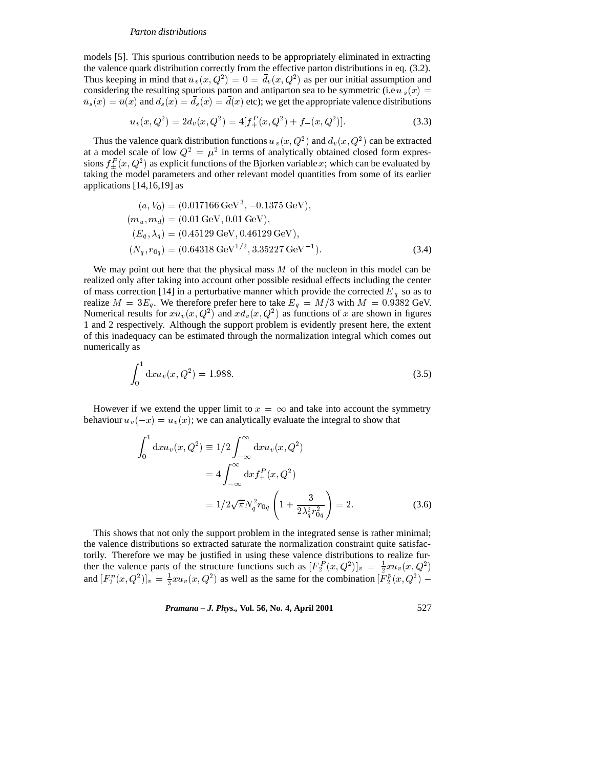models [5]. This spurious contribution needs to be appropriately eliminated in extracting the valence quark distribution correctly from the effective parton distributions in eq. (3.2). Thus keeping in mind that $\bar{u}_v(x,Q^2) = 0 = \bar{d}_v(x,Q^2)$ as per our initial assumption and considering the resulting spurious parton and antiparton sea to be symmetric (i.e $u_s(x) = \bar{u}_s(x) = \bar{u}(x)$ and $d_s(x) = \bar{d}_s(x) = \bar{d}(x)$ etc); we get the appropriate valence distributions

$$u_v(x,Q^2) = 2d_v(x,Q^2) = 4[f_+^P(x,Q^2) + f_-(x,Q^2)]. \tag{3.3}$$

Thus the valence quark distribution functions $u_v(x,Q^2)$ and $d_v(x,Q^2)$ can be extracted at a model scale of low $Q^2 = \mu^2$ in terms of analytically obtained closed form expressions $f_\pm^P(x,Q^2)$ as explicit functions of the Bjorken variable $x$; which can be evaluated by taking the model parameters and other relevant model quantities from some of its earlier applications [14,16,19] as

$$\begin{aligned}
(a, V_0) &= (0.017166\,\mathrm{GeV}^3, -0.1375\,\mathrm{GeV}),\\
(m_u, m_d) &= (0.01\,\mathrm{GeV}, 0.01\,\mathrm{GeV}),\\
(E_q, \lambda_q) &= (0.45129\,\mathrm{GeV}, 0.46129\,\mathrm{GeV}),\\
(N_q, r_{0q}) &= (0.64318\,\mathrm{GeV}^{1/2}, 3.35227\,\mathrm{GeV}^{-1}).
\end{aligned} \tag{3.4}$$

We may point out here that the physical mass $M$ of the nucleon in this model can be realized only after taking into account other possible residual effects including the center of mass correction [14] in a perturbative manner which provide the corrected $E_q$ so as to realize $M = 3E_q$. We therefore prefer here to take $E_q = M/3$ with $M = 0.9382$ GeV. Numerical results for $xu_v(x,Q^2)$ and $xd_v(x,Q^2)$ as functions of $x$ are shown in figures 1 and 2 respectively. Although the support problem is evidently present here, the extent of this inadequacy can be estimated through the normalization integral which comes out numerically as

$$\int_0^1 \mathrm{d}x u_v(x,Q^2) = 1.988. \tag{3.5}$$

However if we extend the upper limit to $x = \infty$ and take into account the symmetry behaviour $u_v(-x) = u_v(x)$; we can analytically evaluate the integral to show that

$$\begin{aligned}
\int_0^1 \mathrm{d}x u_v(x,Q^2) &\equiv 1/2 \int_{-\infty}^{\infty} \mathrm{d}x u_v(x,Q^2)\\
&= 4\int_{-\infty}^{\infty} \mathrm{d}x f_+^P(x,Q^2)\\
&= 1/2\sqrt{\pi} N_q^2 r_{0q} \left(1 + \frac{3}{2\lambda_q^2 r_{0q}^2}\right) = 2.
\end{aligned} \tag{3.6}$$

This shows that not only the support problem in the integrated sense is rather minimal; the valence distributions so extracted saturate the normalization constraint quite satisfactorily. Therefore we may be justified in using these valence distributions to realize further the valence parts of the structure functions such as $[F_2^P(x,Q^2)]_v = \frac{1}{2}xu_v(x,Q^2)$ and $[F_2^n(x,Q^2)]_v = \frac{1}{3}xu_v(x,Q^2)$ as well as the same for the combination $[F_2^p(x,Q^2) -$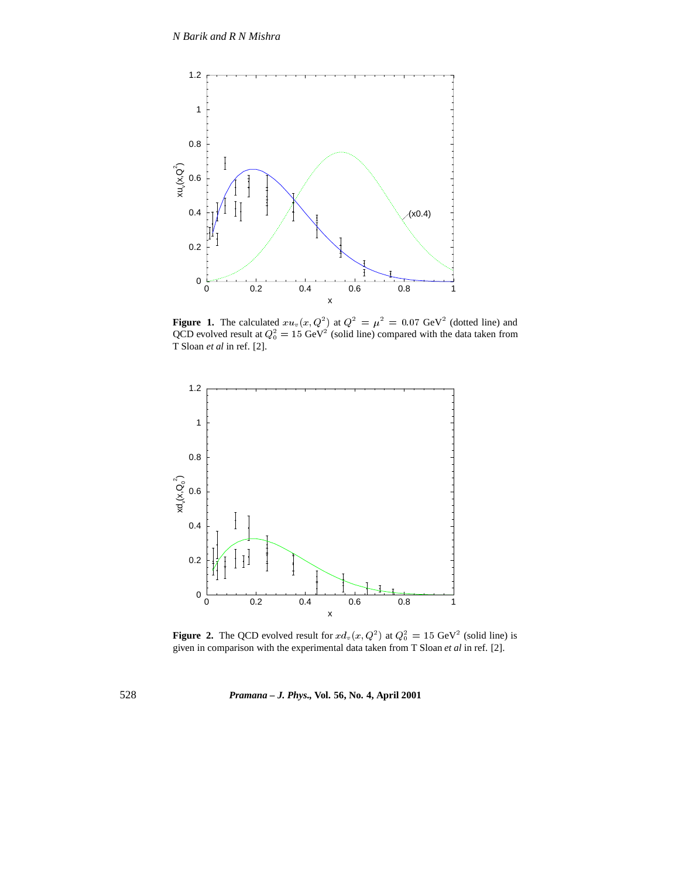**Figure 1.** The calculated $xu_v(x, Q^2)$ at $Q^2 = \mu^2 = 0.07$ GeV$^2$ (dotted line) and QCD evolved result at $Q_0^2 = 15$ GeV$^2$ (solid line) compared with the data taken from T Sloan *et al* in ref. [2].

**Figure 2.** The QCD evolved result for $xd_v(x, Q^2)$ at $Q_0^2 = 15$ GeV$^2$ (solid line) is given in comparison with the experimental data taken from T Sloan *et al* in ref. [2].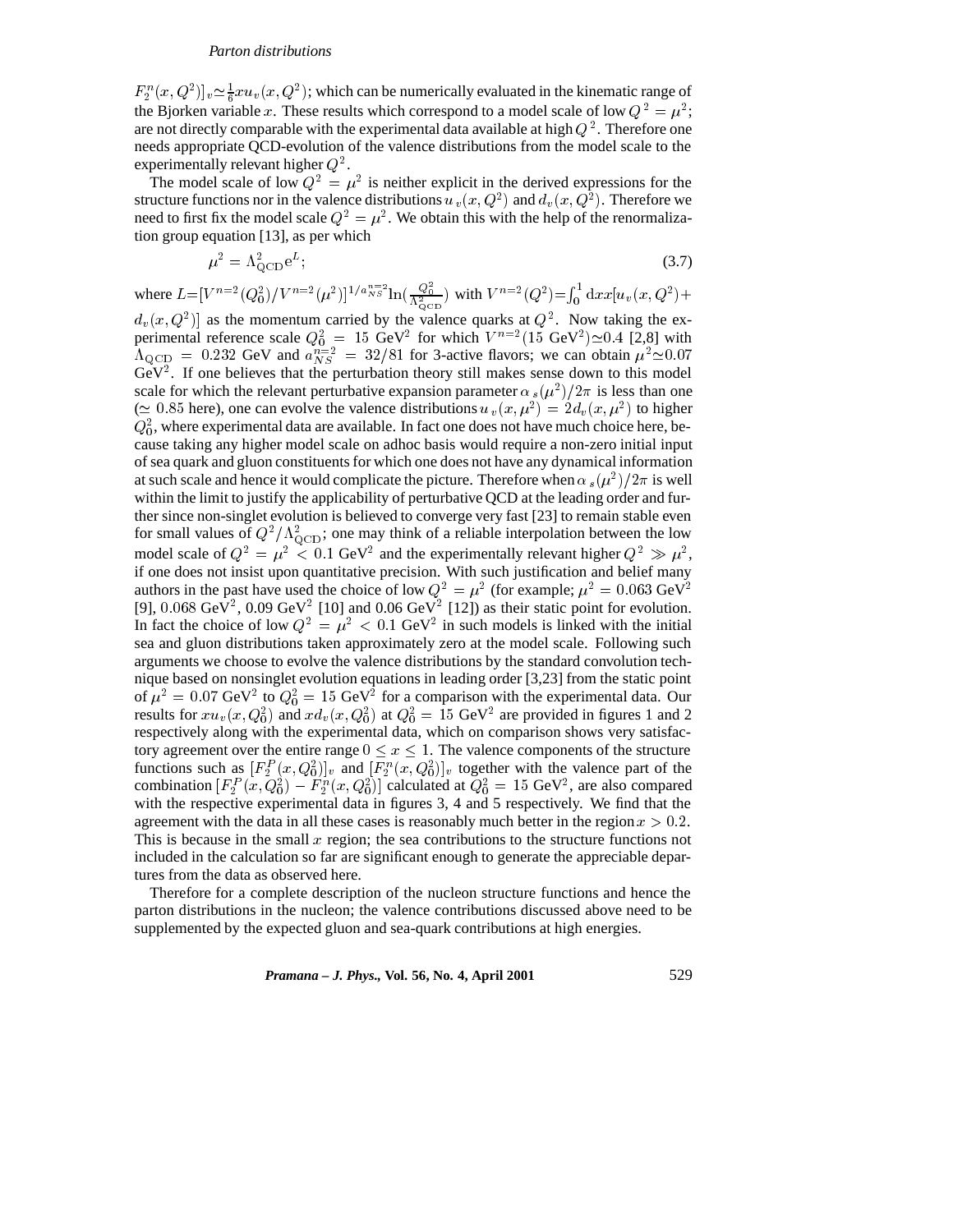$F_2^n(x, Q^2)]_v \simeq \frac{1}{6} x u_v(x, Q^2)$; which can be numerically evaluated in the kinematic range of the Bjorken variable $x$. These results which correspond to a model scale of low $Q^2 = \mu^2$; are not directly comparable with the experimental data available at high $Q^2$. Therefore one needs appropriate QCD-evolution of the valence distributions from the model scale to the experimentally relevant higher $Q^2$.

The model scale of low $Q^2 = \mu^2$ is neither explicit in the derived expressions for the structure functions nor in the valence distributions $u_v(x, Q^2)$ and $d_v(x, Q^2)$. Therefore we need to first fix the model scale $Q^2 = \mu^2$. We obtain this with the help of the renormalization group equation [13], as per which

$$\mu^2 = \Lambda_{\mathrm{QCD}}^2 \mathrm{e}^L; \tag{3.7}$$

where $L = [V^{n=2}(Q_0^2)/V^{n=2}(\mu^2)]^{1/a_{NS}^{n=2}} \ln(\frac{Q_0^2}{\Lambda_{\mathrm{QCD}}^2})$ with $V^{n=2}(Q^2) = \int_0^1 \mathrm{d}x x [u_v(x, Q^2) + d_v(x, Q^2)]$ as the momentum carried by the valence quarks at $Q^2$. Now taking the experimental reference scale $Q_0^2 = 15$ GeV$^2$ for which $V^{n=2}(15 \text{ GeV}^2) \simeq 0.4$ [2,8] with $\Lambda_{\mathrm{QCD}} = 0.232$ GeV and $a_{NS}^{n=2} = 32/81$ for 3-active flavors; we can obtain $\mu^2 \simeq 0.07$ GeV$^2$. If one believes that the perturbation theory still makes sense down to this model scale for which the relevant perturbative expansion parameter $\alpha_s(\mu^2)/2\pi$ is less than one ($\simeq 0.85$ here), one can evolve the valence distributions $u_v(x, \mu^2) = 2d_v(x, \mu^2)$ to higher $Q_0^2$, where experimental data are available. In fact one does not have much choice here, because taking any higher model scale on adhoc basis would require a non-zero initial input of sea quark and gluon constituents for which one does not have any dynamical information at such scale and hence it would complicate the picture. Therefore when $\alpha_s(\mu^2)/2\pi$ is well within the limit to justify the applicability of perturbative QCD at the leading order and further since non-singlet evolution is believed to converge very fast [23] to remain stable even for small values of $Q^2/\Lambda_{\mathrm{QCD}}^2$; one may think of a reliable interpolation between the low model scale of $Q^2 = \mu^2 < 0.1$ GeV$^2$ and the experimentally relevant higher $Q^2 \gg \mu^2$, if one does not insist upon quantitative precision. With such justification and belief many authors in the past have used the choice of low $Q^2 = \mu^2$ (for example; $\mu^2 = 0.063$ GeV$^2$ [9], $0.068$ GeV$^2$, 0.09 GeV$^2$ [10] and 0.06 GeV$^2$ [12]) as their static point for evolution. In fact the choice of low $Q^2 = \mu^2 < 0.1$ GeV$^2$ in such models is linked with the initial sea and gluon distributions taken approximately zero at the model scale. Following such arguments we choose to evolve the valence distributions by the standard convolution technique based on nonsinglet evolution equations in leading order [3,23] from the static point of $\mu^2 = 0.07$ GeV$^2$ to $Q_0^2 = 15$ GeV$^2$ for a comparison with the experimental data. Our results for $x u_v(x, Q_0^2)$ and $x d_v(x, Q_0^2)$ at $Q_0^2 = 15$ GeV$^2$ are provided in figures 1 and 2 respectively along with the experimental data, which on comparison shows very satisfactory agreement over the entire range $0 \leq x \leq 1$. The valence components of the structure functions such as $[F_2^P(x, Q_0^2)]_v$ and $[F_2^n(x, Q_0^2)]_v$ together with the valence part of the combination $[F_2^P(x, Q_0^2) - F_2^n(x, Q_0^2)]$ calculated at $Q_0^2 = 15$ GeV$^2$, are also compared with the respective experimental data in figures 3, 4 and 5 respectively. We find that the agreement with the data in all these cases is reasonably much better in the region $x > 0.2$. This is because in the small $x$ region; the sea contributions to the structure functions not included in the calculation so far are significant enough to generate the appreciable departures from the data as observed here.

Therefore for a complete description of the nucleon structure functions and hence the parton distributions in the nucleon; the valence contributions discussed above need to be supplemented by the expected gluon and sea-quark contributions at high energies.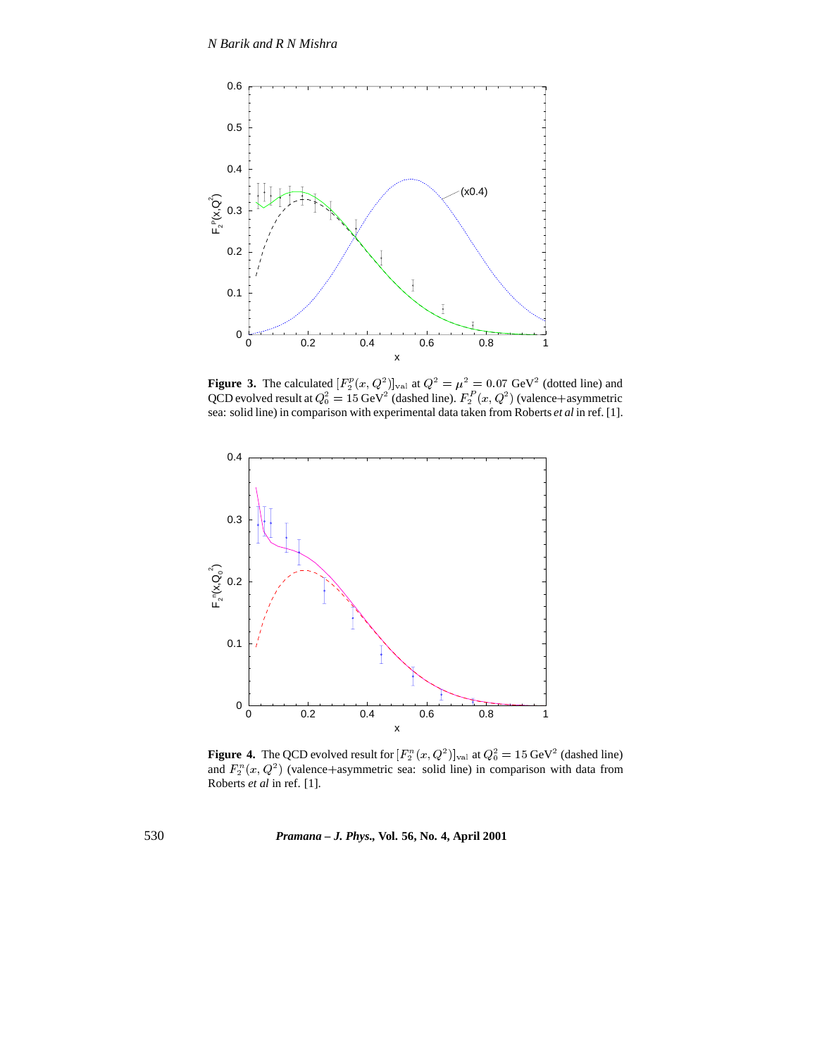**Figure 3.** The calculated $[F_2^p(x,Q^2)]_{\text{val}}$ at $Q^2 = \mu^2 = 0.07$ GeV$^2$ (dotted line) and QCD evolved result at $Q_0^2 = 15$ GeV$^2$ (dashed line). $F_2^P(x,Q^2)$ (valence+asymmetric sea: solid line) in comparison with experimental data taken from Roberts *et al* in ref. [1].

**Figure 4.** The QCD evolved result for $[F_2^n(x,Q^2)]_{\text{val}}$ at $Q_0^2 = 15$ GeV$^2$ (dashed line) and $F_2^n(x,Q^2)$ (valence+asymmetric sea: solid line) in comparison with data from Roberts *et al* in ref. [1].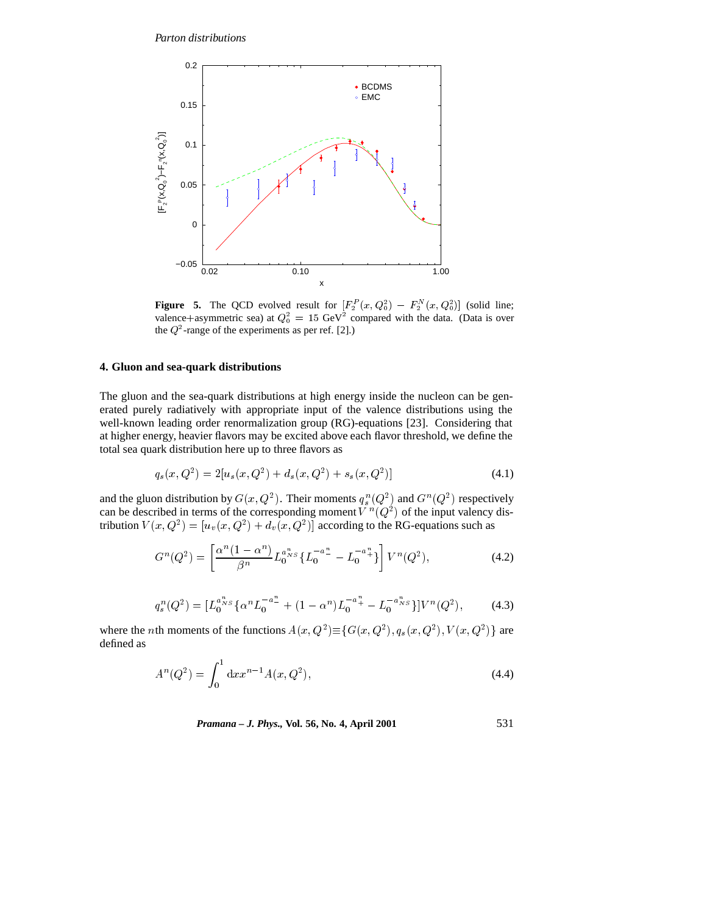**Figure 5.** The QCD evolved result for $[F_2^P(x,Q_0^2) - F_2^N(x,Q_0^2)]$ (solid line; valence+asymmetric sea) at $Q_0^2 = 15$ GeV$^2$ compared with the data. (Data is over the $Q^2$-range of the experiments as per ref. [2].)

## 4. Gluon and sea-quark distributions

The gluon and the sea-quark distributions at high energy inside the nucleon can be generated purely radiatively with appropriate input of the valence distributions using the well-known leading order renormalization group (RG)-equations [23]. Considering that at higher energy, heavier flavors may be excited above each flavor threshold, we define the total sea quark distribution here up to three flavors as

$$q_s(x,Q^2) = 2[u_s(x,Q^2) + d_s(x,Q^2) + s_s(x,Q^2)] \tag{4.1}$$

and the gluon distribution by $G(x,Q^2)$. Their moments $q_s^n(Q^2)$ and $G^n(Q^2)$ respectively can be described in terms of the corresponding moment $V^n(Q^2)$ of the input valency distribution $V(x,Q^2) = [u_v(x,Q^2) + d_v(x,Q^2)]$ according to the RG-equations such as

$$G^n(Q^2) = \left[\frac{\alpha^n(1-\alpha^n)}{\beta^n} L_0^{a_{NS}^n}\{L_0^{-a_-^n} - L_0^{-a_+^n}\}\right] V^n(Q^2), \tag{4.2}$$

$$q_s^n(Q^2) = [L_0^{a_{NS}^n}\{\alpha^n L_0^{-a_-^n} + (1-\alpha^n) L_0^{-a_+^n} - L_0^{-a_{NS}^n}\}]V^n(Q^2), \tag{4.3}$$

where the $n$th moments of the functions $A(x,Q^2) \equiv \{G(x,Q^2), q_s(x,Q^2), V(x,Q^2)\}$ are defined as

$$A^n(Q^2) = \int_0^1 \mathrm{d}x x^{n-1} A(x,Q^2), \tag{4.4}$$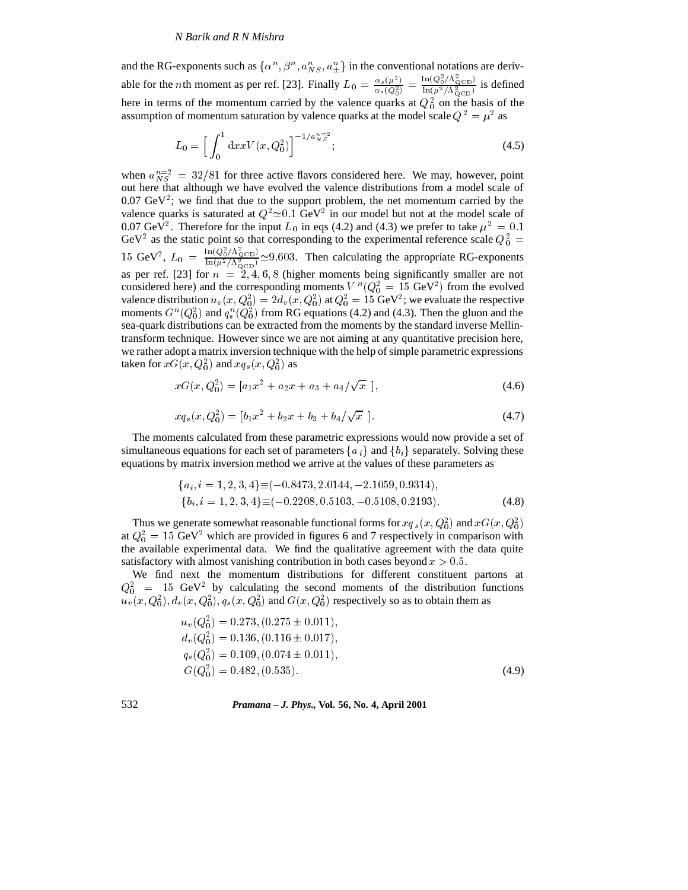and the RG-exponents such as $\{\alpha^n, \beta^n, a^n_{NS}, a^n_{\pm}\}$ in the conventional notations are derivable for the $n$th moment as per ref. [23]. Finally $L_0 = \frac{\alpha_s(\mu^2)}{\alpha_s(Q_0^2)} = \frac{\ln(Q_0^2/\Lambda^2_{\rm QCD})}{\ln(\mu^2/\Lambda^2_{\rm QCD})}$ is defined here in terms of the momentum carried by the valence quarks at $Q_0^2$ on the basis of the assumption of momentum saturation by valence quarks at the model scale $Q^2 = \mu^2$ as

$$L_0 = \Big[\int_0^1 {\rm d}x x V(x, Q_0^2)\Big]^{-1/a_{NS}^{n=2}}; \tag{4.5}$$

when $a_{NS}^{n=2} = 32/81$ for three active flavors considered here. We may, however, point out here that although we have evolved the valence distributions from a model scale of 0.07 GeV$^2$; we find that due to the support problem, the net momentum carried by the valence quarks is saturated at $Q^2 \simeq 0.1$ GeV$^2$ in our model but not at the model scale of 0.07 GeV$^2$. Therefore for the input $L_0$ in eqs (4.2) and (4.3) we prefer to take $\mu^2 = 0.1$ GeV$^2$ as the static point so that corresponding to the experimental reference scale $Q_0^2 = 15$ GeV$^2$, $L_0 = \frac{\ln(Q_0^2/\Lambda^2_{\rm QCD})}{\ln(\mu^2/\Lambda^2_{\rm QCD})} \simeq 9.603$. Then calculating the appropriate RG-exponents as per ref. [23] for $n = 2, 4, 6, 8$ (higher moments being significantly smaller are not considered here) and the corresponding moments $V^n(Q_0^2 = 15$ GeV$^2)$ from the evolved valence distribution $u_v(x, Q_0^2) = 2d_v(x, Q_0^2)$ at $Q_0^2 = 15$ GeV$^2$; we evaluate the respective moments $G^n(Q_0^2)$ and $q_s^n(Q_0^2)$ from RG equations (4.2) and (4.3). Then the gluon and the sea-quark distributions can be extracted from the moments by the standard inverse Mellin-transform technique. However since we are not aiming at any quantitative precision here, we rather adopt a matrix inversion technique with the help of simple parametric expressions taken for $xG(x, Q_0^2)$ and $xq_s(x, Q_0^2)$ as

$$xG(x, Q_0^2) = [a_1 x^2 + a_2 x + a_3 + a_4/\sqrt{x}\ ], \tag{4.6}$$

$$xq_s(x, Q_0^2) = [b_1 x^2 + b_2 x + b_3 + b_4/\sqrt{x}\ ]. \tag{4.7}$$

The moments calculated from these parametric expressions would now provide a set of simultaneous equations for each set of parameters $\{a_i\}$ and $\{b_i\}$ separately. Solving these equations by matrix inversion method we arrive at the values of these parameters as

$$\begin{aligned}\{a_i, i = 1,2,3,4\} &\equiv (-0.8473, 2.0144, -2.1059, 0.9314),\\ \{b_i, i = 1,2,3,4\} &\equiv (-0.2208, 0.5103, -0.5108, 0.2193).\end{aligned} \tag{4.8}$$

Thus we generate somewhat reasonable functional forms for $xq_s(x, Q_0^2)$ and $xG(x, Q_0^2)$ at $Q_0^2 = 15$ GeV$^2$ which are provided in figures 6 and 7 respectively in comparison with the available experimental data. We find the qualitative agreement with the data quite satisfactory with almost vanishing contribution in both cases beyond $x > 0.5$.

We find next the momentum distributions for different constituent partons at $Q_0^2 = 15$ GeV$^2$ by calculating the second moments of the distribution functions $u_v(x, Q_0^2), d_v(x, Q_0^2), q_s(x, Q_0^2)$ and $G(x, Q_0^2)$ respectively so as to obtain them as

$$\begin{aligned}u_v(Q_0^2) &= 0.273, (0.275 \pm 0.011),\\ d_v(Q_0^2) &= 0.136, (0.116 \pm 0.017),\\ q_s(Q_0^2) &= 0.109, (0.074 \pm 0.011),\\ G(Q_0^2) &= 0.482, (0.535).\end{aligned} \tag{4.9}$$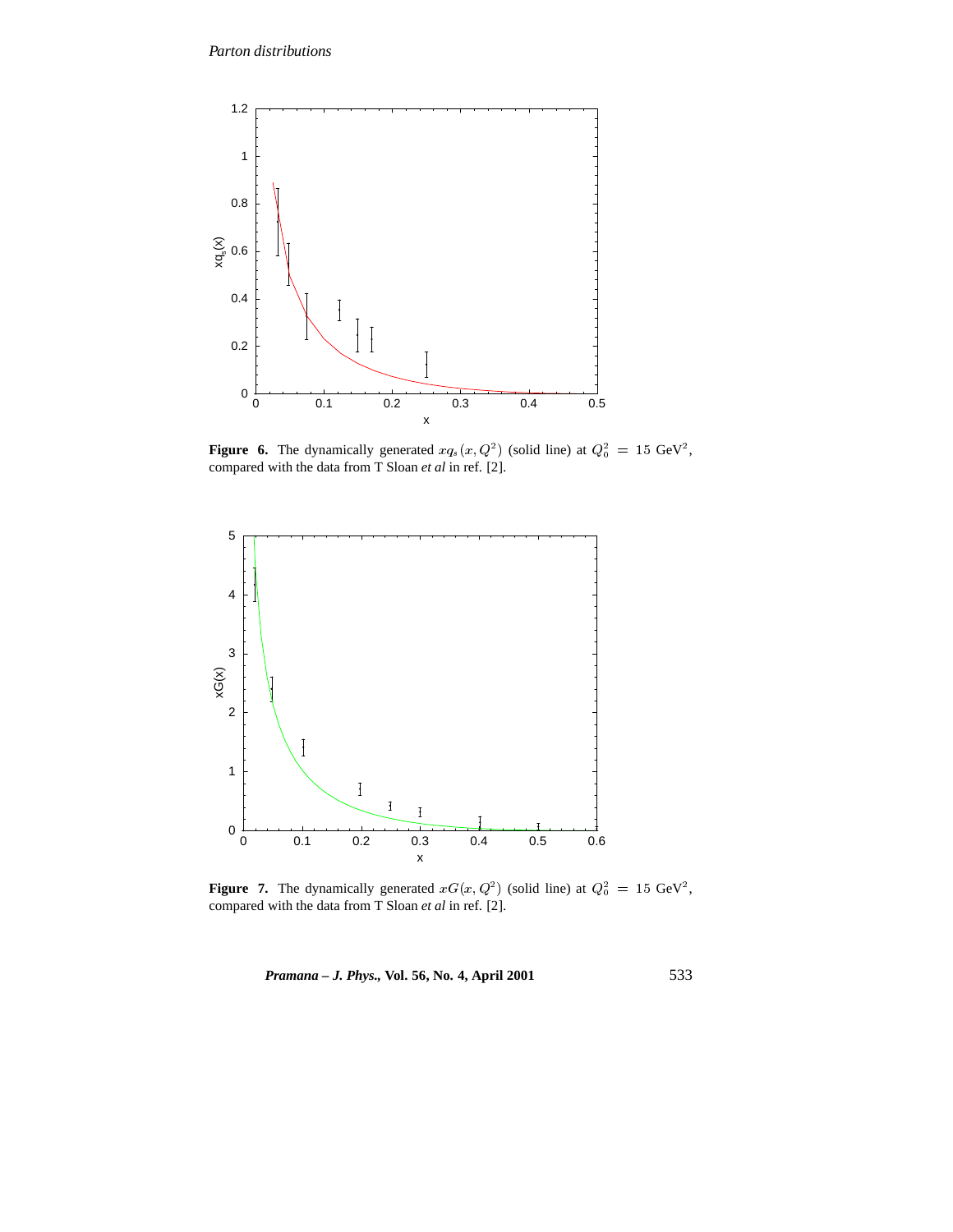**Figure 6.** The dynamically generated $xq_s(x, Q^2)$ (solid line) at $Q_0^2 = 15$ GeV$^2$, compared with the data from T Sloan *et al* in ref. [2].

**Figure 7.** The dynamically generated $xG(x, Q^2)$ (solid line) at $Q_0^2 = 15$ GeV$^2$, compared with the data from T Sloan *et al* in ref. [2].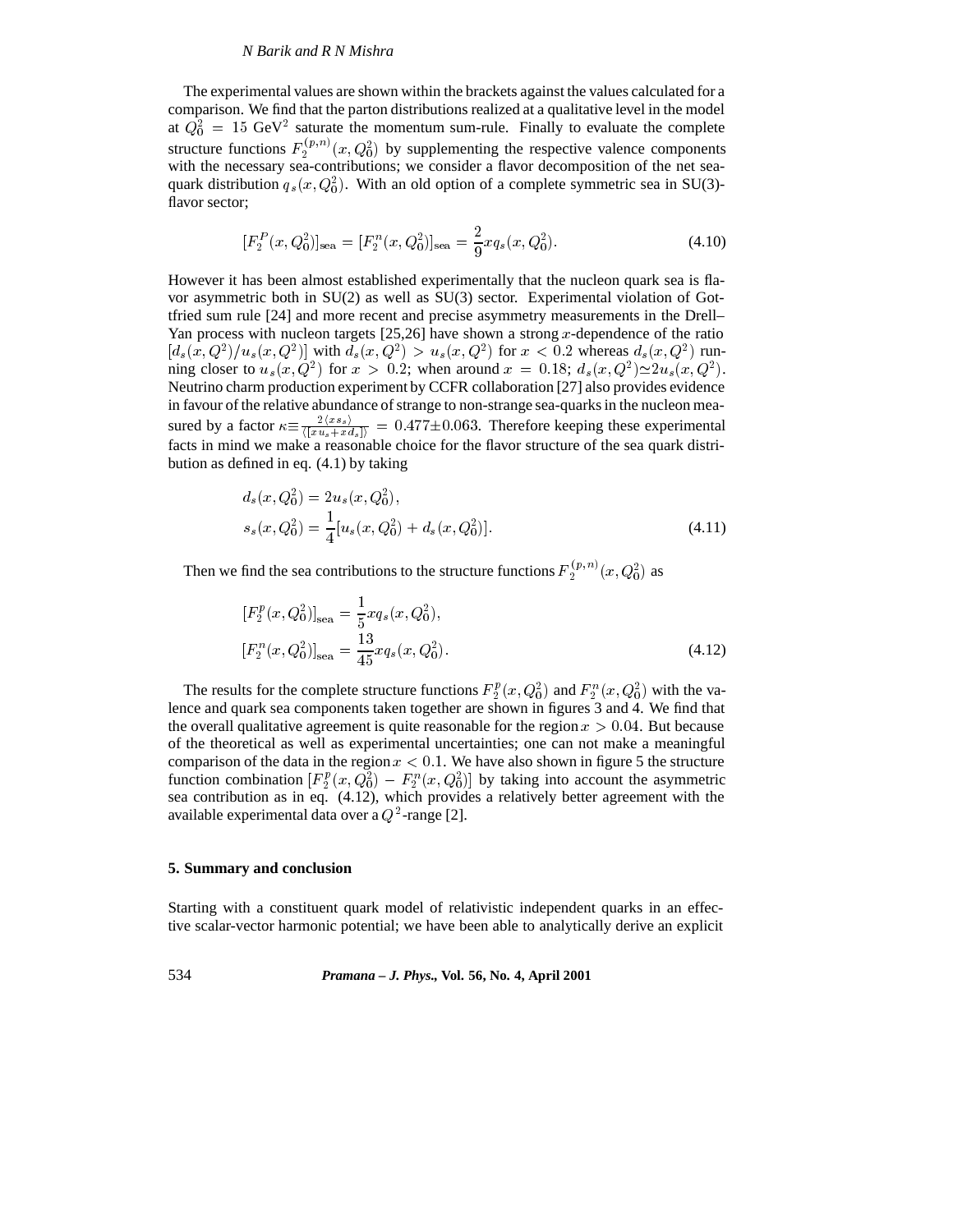The experimental values are shown within the brackets against the values calculated for a comparison. We find that the parton distributions realized at a qualitative level in the model at $Q_0^2 = 15$ GeV$^2$ saturate the momentum sum-rule. Finally to evaluate the complete structure functions $F_2^{(p,n)}(x, Q_0^2)$ by supplementing the respective valence components with the necessary sea-contributions; we consider a flavor decomposition of the net sea-quark distribution $q_s(x, Q_0^2)$. With an old option of a complete symmetric sea in SU(3)-flavor sector;

$$[F_2^P(x, Q_0^2)]_{\text{sea}} = [F_2^n(x, Q_0^2)]_{\text{sea}} = \frac{2}{9} x q_s(x, Q_0^2). \tag{4.10}$$

However it has been almost established experimentally that the nucleon quark sea is flavor asymmetric both in SU(2) as well as SU(3) sector. Experimental violation of Gottfried sum rule [24] and more recent and precise asymmetry measurements in the Drell–Yan process with nucleon targets [25,26] have shown a strong $x$-dependence of the ratio $[d_s(x, Q^2)/u_s(x, Q^2)]$ with $d_s(x, Q^2) > u_s(x, Q^2)$ for $x < 0.2$ whereas $d_s(x, Q^2)$ running closer to $u_s(x, Q^2)$ for $x > 0.2$; when around $x = 0.18$; $d_s(x, Q^2) \simeq 2u_s(x, Q^2)$. Neutrino charm production experiment by CCFR collaboration [27] also provides evidence in favour of the relative abundance of strange to non-strange sea-quarks in the nucleon measured by a factor $\kappa \equiv \frac{2\langle x s_s \rangle}{\langle [x u_s + x d_s] \rangle} = 0.477 \pm 0.063$. Therefore keeping these experimental facts in mind we make a reasonable choice for the flavor structure of the sea quark distribution as defined in eq. (4.1) by taking

$$\begin{aligned} d_s(x, Q_0^2) &= 2u_s(x, Q_0^2), \\ s_s(x, Q_0^2) &= \frac{1}{4}[u_s(x, Q_0^2) + d_s(x, Q_0^2)]. \end{aligned} \tag{4.11}$$

Then we find the sea contributions to the structure functions $F_2^{(p,n)}(x, Q_0^2)$ as

$$\begin{aligned} [F_2^p(x, Q_0^2)]_{\text{sea}} &= \frac{1}{5} x q_s(x, Q_0^2), \\ [F_2^n(x, Q_0^2)]_{\text{sea}} &= \frac{13}{45} x q_s(x, Q_0^2). \end{aligned} \tag{4.12}$$

The results for the complete structure functions $F_2^p(x, Q_0^2)$ and $F_2^n(x, Q_0^2)$ with the valence and quark sea components taken together are shown in figures 3 and 4. We find that the overall qualitative agreement is quite reasonable for the region $x > 0.04$. But because of the theoretical as well as experimental uncertainties; one can not make a meaningful comparison of the data in the region $x < 0.1$. We have also shown in figure 5 the structure function combination $[F_2^p(x, Q_0^2) - F_2^n(x, Q_0^2)]$ by taking into account the asymmetric sea contribution as in eq. (4.12), which provides a relatively better agreement with the available experimental data over a $Q^2$-range [2].

## 5. Summary and conclusion

Starting with a constituent quark model of relativistic independent quarks in an effective scalar-vector harmonic potential; we have been able to analytically derive an explicit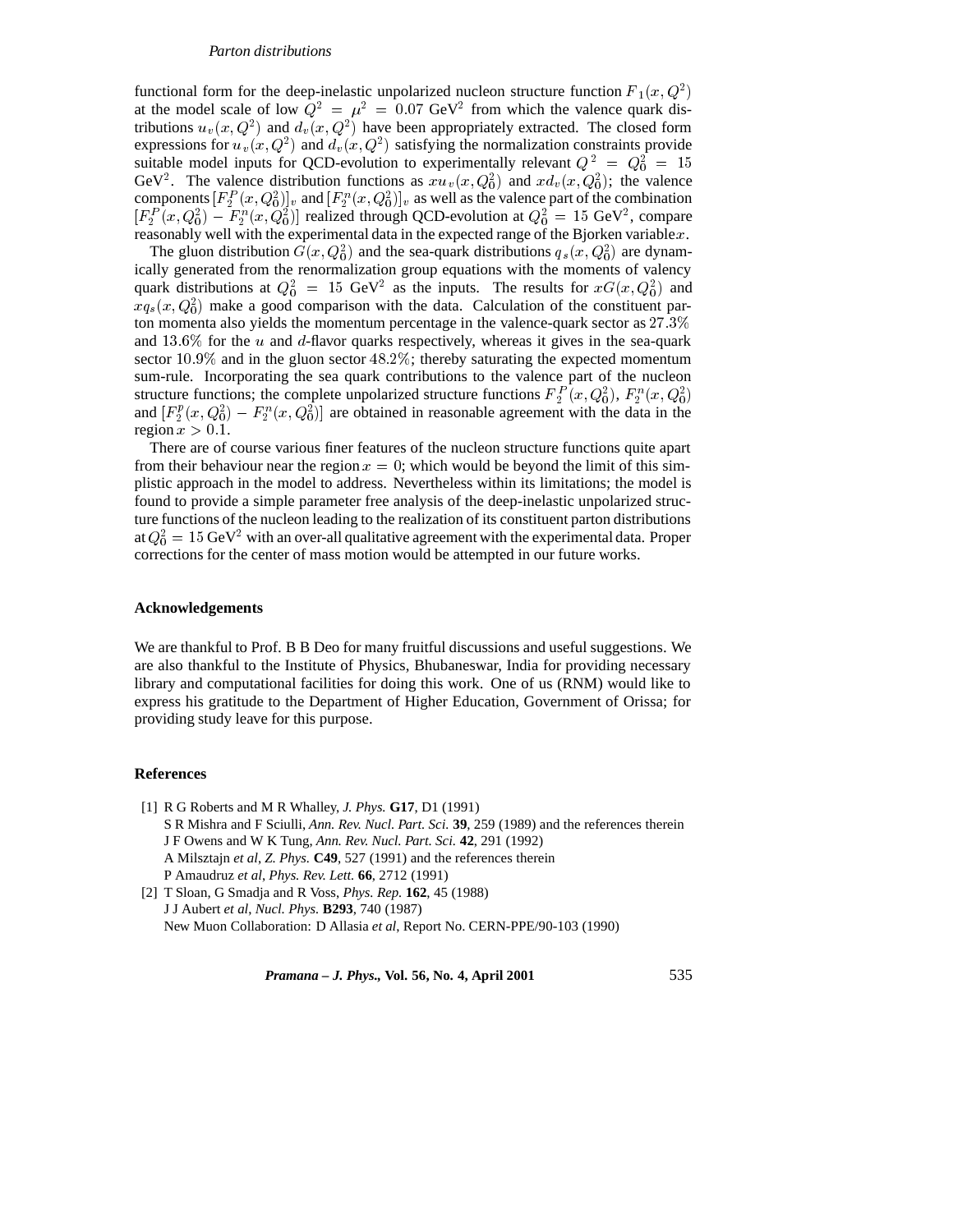functional form for the deep-inelastic unpolarized nucleon structure function $F_1(x, Q^2)$ at the model scale of low $Q^2 = \mu^2 = 0.07$ GeV$^2$ from which the valence quark distributions $u_v(x, Q^2)$ and $d_v(x, Q^2)$ have been appropriately extracted. The closed form expressions for $u_v(x, Q^2)$ and $d_v(x, Q^2)$ satisfying the normalization constraints provide suitable model inputs for QCD-evolution to experimentally relevant $Q^2 = Q_0^2 = 15$ GeV$^2$. The valence distribution functions as $xu_v(x, Q_0^2)$ and $xd_v(x, Q_0^2)$; the valence components $[F_2^P(x, Q_0^2)]_v$ and $[F_2^n(x, Q_0^2)]_v$ as well as the valence part of the combination $[F_2^P(x, Q_0^2) - F_2^n(x, Q_0^2)]$ realized through QCD-evolution at $Q_0^2 = 15$ GeV$^2$, compare reasonably well with the experimental data in the expected range of the Bjorken variable $x$.

The gluon distribution $G(x, Q_0^2)$ and the sea-quark distributions $q_s(x, Q_0^2)$ are dynamically generated from the renormalization group equations with the moments of valency quark distributions at $Q_0^2 = 15$ GeV$^2$ as the inputs. The results for $xG(x, Q_0^2)$ and $xq_s(x, Q_0^2)$ make a good comparison with the data. Calculation of the constituent parton momenta also yields the momentum percentage in the valence-quark sector as $27.3\%$ and $13.6\%$ for the $u$ and $d$-flavor quarks respectively, whereas it gives in the sea-quark sector $10.9\%$ and in the gluon sector $48.2\%$; thereby saturating the expected momentum sum-rule. Incorporating the sea quark contributions to the valence part of the nucleon structure functions; the complete unpolarized structure functions $F_2^P(x, Q_0^2)$, $F_2^n(x, Q_0^2)$ and $[F_2^p(x, Q_0^2) - F_2^n(x, Q_0^2)]$ are obtained in reasonable agreement with the data in the region $x > 0.1$.

There are of course various finer features of the nucleon structure functions quite apart from their behaviour near the region $x = 0$; which would be beyond the limit of this simplistic approach in the model to address. Nevertheless within its limitations; the model is found to provide a simple parameter free analysis of the deep-inelastic unpolarized structure functions of the nucleon leading to the realization of its constituent parton distributions at $Q_0^2 = 15$ GeV$^2$ with an over-all qualitative agreement with the experimental data. Proper corrections for the center of mass motion would be attempted in our future works.

## Acknowledgements

We are thankful to Prof. B B Deo for many fruitful discussions and useful suggestions. We are also thankful to the Institute of Physics, Bhubaneswar, India for providing necessary library and computational facilities for doing this work. One of us (RNM) would like to express his gratitude to the Department of Higher Education, Government of Orissa; for providing study leave for this purpose.

## References

[1] R G Roberts and M R Whalley, *J. Phys.* **G17**, D1 (1991)
S R Mishra and F Sciulli, *Ann. Rev. Nucl. Part. Sci.* **39**, 259 (1989) and the references therein
J F Owens and W K Tung, *Ann. Rev. Nucl. Part. Sci.* **42**, 291 (1992)
A Milsztajn *et al*, *Z. Phys.* **C49**, 527 (1991) and the references therein
P Amaudruz *et al*, *Phys. Rev. Lett.* **66**, 2712 (1991)

[2] T Sloan, G Smadja and R Voss, *Phys. Rep.* **162**, 45 (1988)
J J Aubert *et al*, *Nucl. Phys.* **B293**, 740 (1987)
New Muon Collaboration: D Allasia *et al*, Report No. CERN-PPE/90-103 (1990)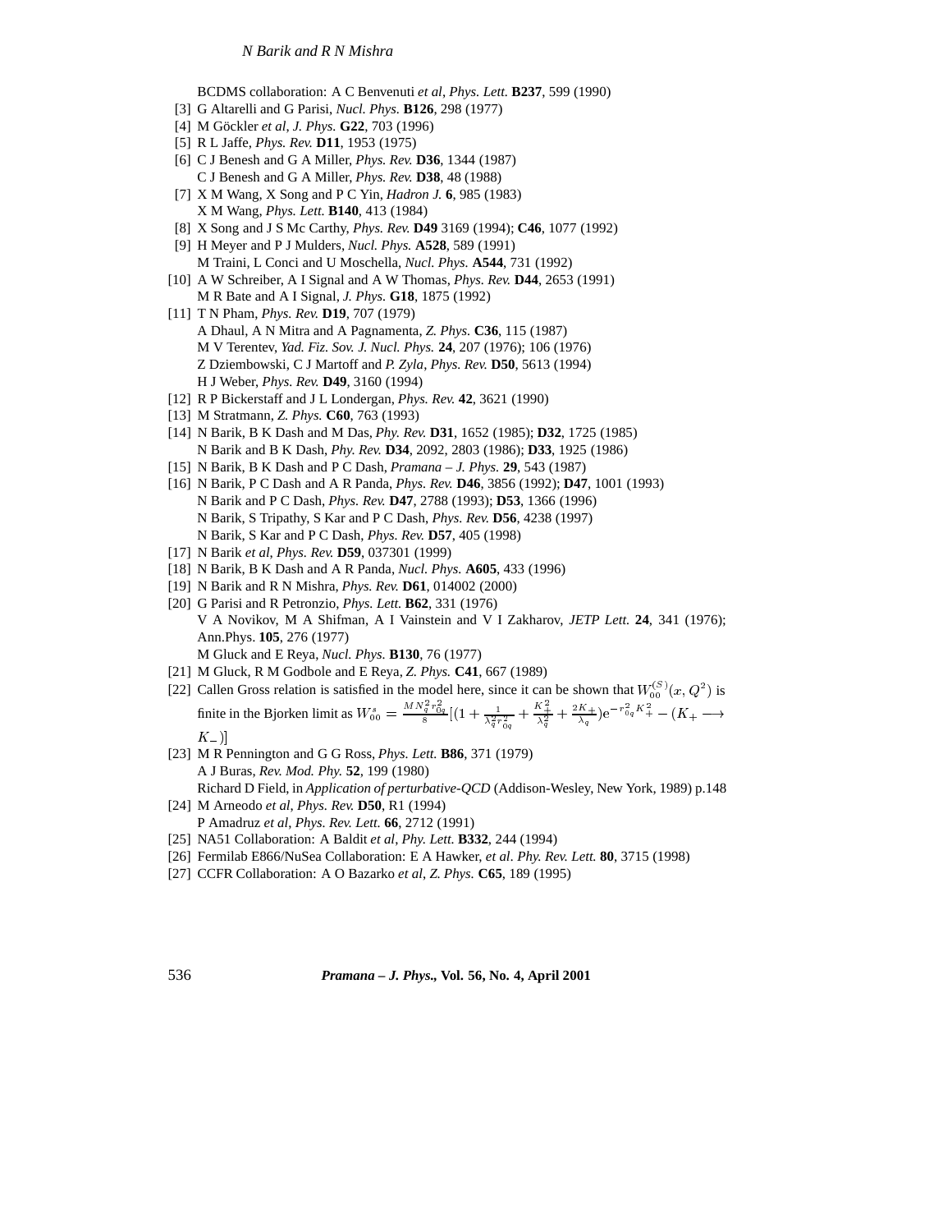BCDMS collaboration: A C Benvenuti *et al*, *Phys. Lett.* **B237**, 599 (1990)

[3] G Altarelli and G Parisi, *Nucl. Phys.* **B126**, 298 (1977)

[4] M Göckler *et al*, *J. Phys.* **G22**, 703 (1996)

[5] R L Jaffe, *Phys. Rev.* **D11**, 1953 (1975)

[6] C J Benesh and G A Miller, *Phys. Rev.* **D36**, 1344 (1987)
C J Benesh and G A Miller, *Phys. Rev.* **D38**, 48 (1988)

[7] X M Wang, X Song and P C Yin, *Hadron J.* **6**, 985 (1983)
X M Wang, *Phys. Lett.* **B140**, 413 (1984)

[8] X Song and J S Mc Carthy, *Phys. Rev.* **D49** 3169 (1994); **C46**, 1077 (1992)

[9] H Meyer and P J Mulders, *Nucl. Phys.* **A528**, 589 (1991)
M Traini, L Conci and U Moschella, *Nucl. Phys.* **A544**, 731 (1992)

[10] A W Schreiber, A I Signal and A W Thomas, *Phys. Rev.* **D44**, 2653 (1991)
M R Bate and A I Signal, *J. Phys.* **G18**, 1875 (1992)

[11] T N Pham, *Phys. Rev.* **D19**, 707 (1979)
A Dhaul, A N Mitra and A Pagnamenta, *Z. Phys.* **C36**, 115 (1987)
M V Terentev, *Yad. Fiz. Sov. J. Nucl. Phys.* **24**, 207 (1976); 106 (1976)
Z Dziembowski, C J Martoff and *P. Zyla*, *Phys. Rev.* **D50**, 5613 (1994)
H J Weber, *Phys. Rev.* **D49**, 3160 (1994)

[12] R P Bickerstaff and J L Londergan, *Phys. Rev.* **42**, 3621 (1990)

[13] M Stratmann, *Z. Phys.* **C60**, 763 (1993)

[14] N Barik, B K Dash and M Das, *Phy. Rev.* **D31**, 1652 (1985); **D32**, 1725 (1985)
N Barik and B K Dash, *Phy. Rev.* **D34**, 2092, 2803 (1986); **D33**, 1925 (1986)

[15] N Barik, B K Dash and P C Dash, *Pramana – J. Phys.* **29**, 543 (1987)

[16] N Barik, P C Dash and A R Panda, *Phys. Rev.* **D46**, 3856 (1992); **D47**, 1001 (1993)
N Barik and P C Dash, *Phys. Rev.* **D47**, 2788 (1993); **D53**, 1366 (1996)
N Barik, S Tripathy, S Kar and P C Dash, *Phys. Rev.* **D56**, 4238 (1997)
N Barik, S Kar and P C Dash, *Phys. Rev.* **D57**, 405 (1998)

[17] N Barik *et al*, *Phys. Rev.* **D59**, 037301 (1999)

[18] N Barik, B K Dash and A R Panda, *Nucl. Phys.* **A605**, 433 (1996)

[19] N Barik and R N Mishra, *Phys. Rev.* **D61**, 014002 (2000)

[20] G Parisi and R Petronzio, *Phys. Lett.* **B62**, 331 (1976)
V A Novikov, M A Shifman, A I Vainstein and V I Zakharov, *JETP Lett.* **24**, 341 (1976); Ann.Phys. **105**, 276 (1977)
M Gluck and E Reya, *Nucl. Phys.* **B130**, 76 (1977)

[21] M Gluck, R M Godbole and E Reya, *Z. Phys.* **C41**, 667 (1989)

[22] Callen Gross relation is satisfied in the model here, since it can be shown that $W_{00}^{(S)}(x,Q^2)$ is finite in the Bjorken limit as $W_{00}^{s}=\frac{MN_q^2 r_{0q}^2}{8}[(1+\frac{1}{\lambda_q^2 r_{0q}^2}+\frac{K_+^2}{\lambda_q^2}+\frac{2K_+}{\lambda_q})\mathrm{e}^{-r_{0q}^2 K_+^2}-(K_+\longrightarrow K_-)]$

[23] M R Pennington and G G Ross, *Phys. Lett.* **B86**, 371 (1979)
A J Buras, *Rev. Mod. Phy.* **52**, 199 (1980)
Richard D Field, in *Application of perturbative-QCD* (Addison-Wesley, New York, 1989) p.148

[24] M Arneodo *et al*, *Phys. Rev.* **D50**, R1 (1994)
P Amadruz *et al*, *Phys. Rev. Lett.* **66**, 2712 (1991)

[25] NA51 Collaboration: A Baldit *et al*, *Phy. Lett.* **B332**, 244 (1994)

[26] Fermilab E866/NuSea Collaboration: E A Hawker, *et al*. *Phy. Rev. Lett.* **80**, 3715 (1998)

[27] CCFR Collaboration: A O Bazarko *et al*, *Z. Phys.* **C65**, 189 (1995)